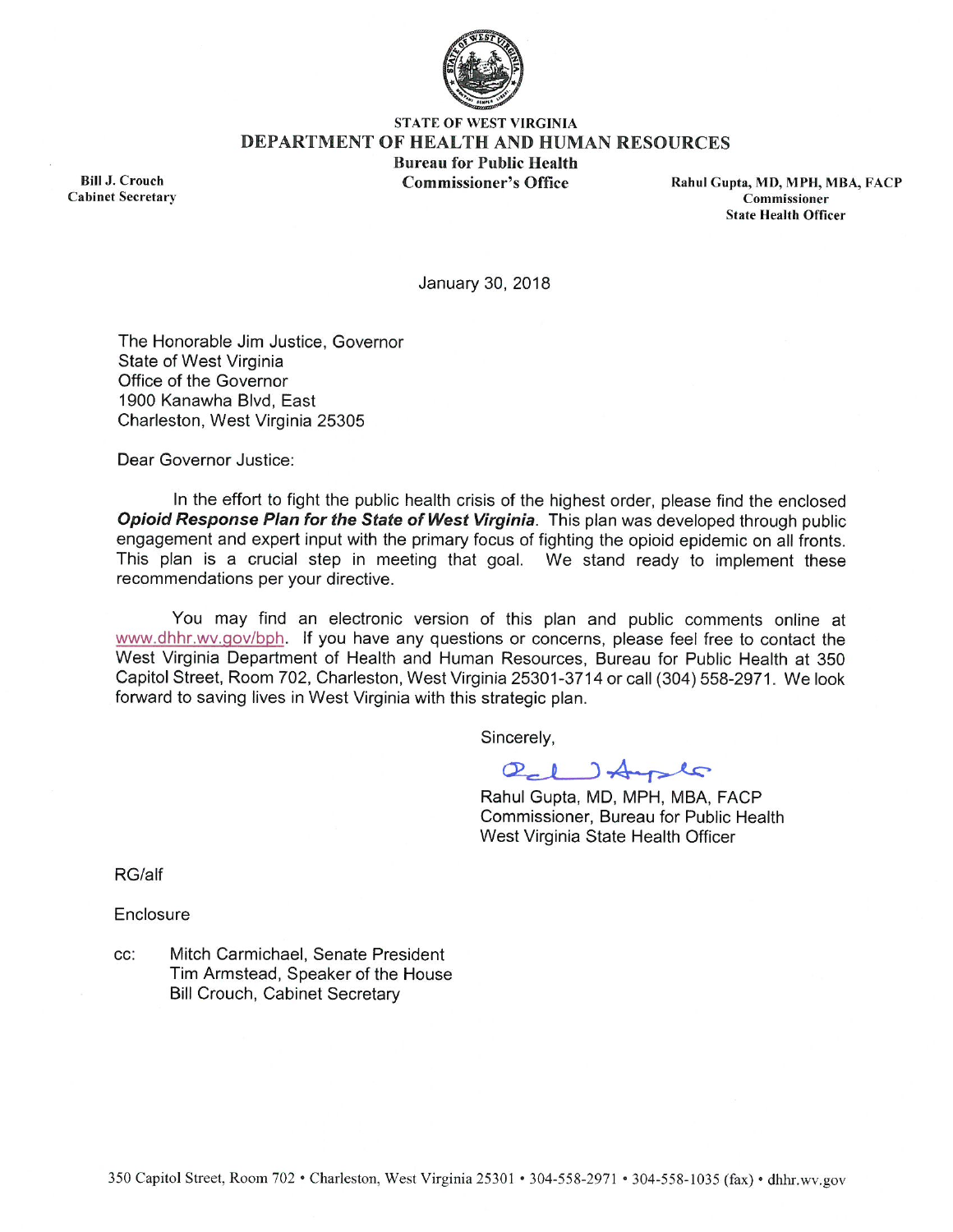STATE OF WEST VIRGINIA
**DEPARTMENT OF HEALTH AND HUMAN RESOURCES**
**Bureau for Public Health**
**Commissioner's Office**

**Bill J. Crouch**
**Cabinet Secretary**

**Rahul Gupta, MD, MPH, MBA, FACP**
**Commissioner**
**State Health Officer**

January 30, 2018

The Honorable Jim Justice, Governor
State of West Virginia
Office of the Governor
1900 Kanawha Blvd, East
Charleston, West Virginia 25305

Dear Governor Justice:

In the effort to fight the public health crisis of the highest order, please find the enclosed ***Opioid Response Plan for the State of West Virginia***. This plan was developed through public engagement and expert input with the primary focus of fighting the opioid epidemic on all fronts. This plan is a crucial step in meeting that goal. We stand ready to implement these recommendations per your directive.

You may find an electronic version of this plan and public comments online at www.dhhr.wv.gov/bph. If you have any questions or concerns, please feel free to contact the West Virginia Department of Health and Human Resources, Bureau for Public Health at 350 Capitol Street, Room 702, Charleston, West Virginia 25301-3714 or call (304) 558-2971. We look forward to saving lives in West Virginia with this strategic plan.

Sincerely,

Rahul Gupta, MD, MPH, MBA, FACP
Commissioner, Bureau for Public Health
West Virginia State Health Officer

RG/alf

Enclosure

cc: Mitch Carmichael, Senate President
Tim Armstead, Speaker of the House
Bill Crouch, Cabinet Secretary

350 Capitol Street, Room 702 • Charleston, West Virginia 25301 • 304-558-2971 • 304-558-1035 (fax) • dhhr.wv.gov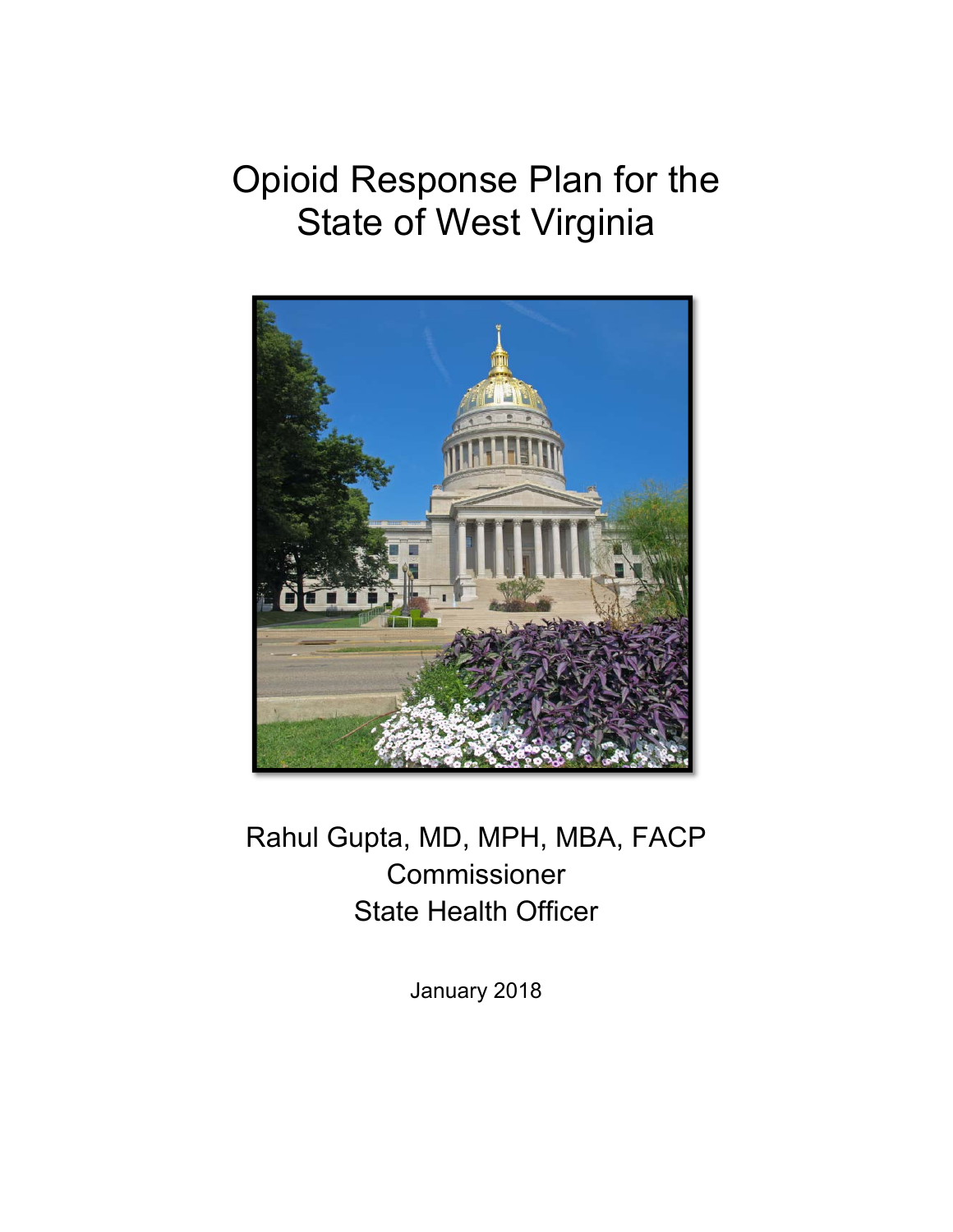# Opioid Response Plan for the State of West Virginia

Rahul Gupta, MD, MPH, MBA, FACP

Commissioner

State Health Officer

January 2018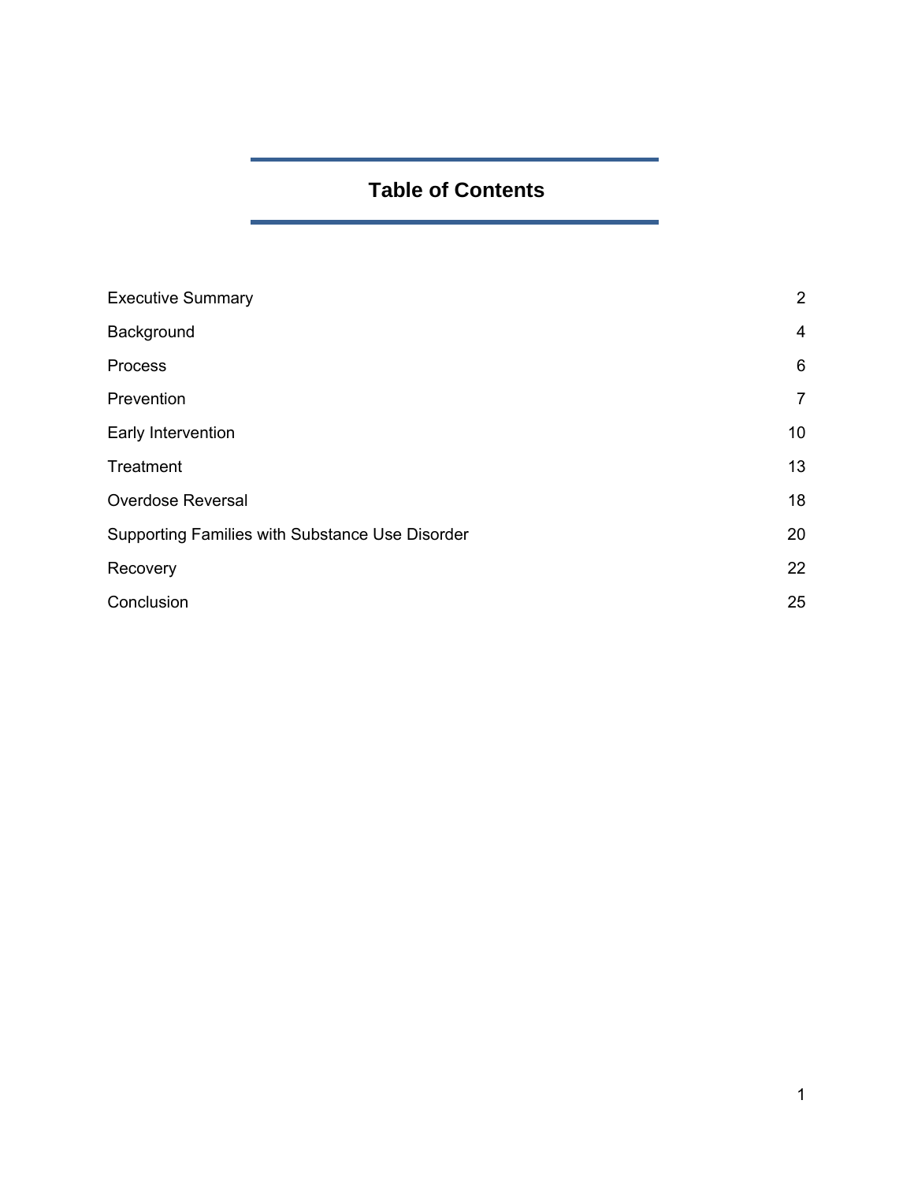# Table of Contents

| | |
|---|---|
| Executive Summary | 2 |
| Background | 4 |
| Process | 6 |
| Prevention | 7 |
| Early Intervention | 10 |
| Treatment | 13 |
| Overdose Reversal | 18 |
| Supporting Families with Substance Use Disorder | 20 |
| Recovery | 22 |
| Conclusion | 25 |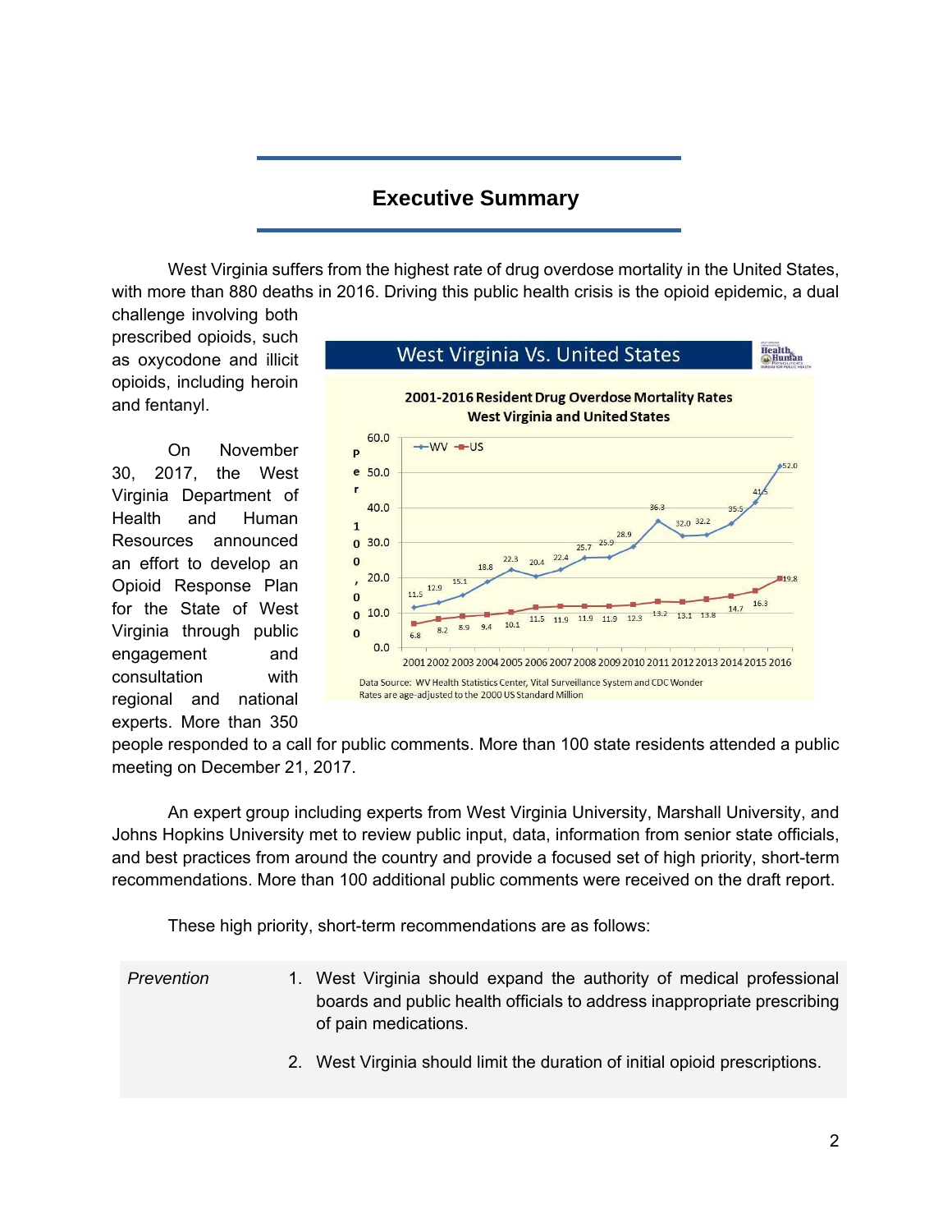# Executive Summary

West Virginia suffers from the highest rate of drug overdose mortality in the United States, with more than 880 deaths in 2016. Driving this public health crisis is the opioid epidemic, a dual challenge involving both prescribed opioids, such as oxycodone and illicit opioids, including heroin and fentanyl.

On November 30, 2017, the West Virginia Department of Health and Human Resources announced an effort to develop an Opioid Response Plan for the State of West Virginia through public engagement and consultation with regional and national experts. More than 350 people responded to a call for public comments. More than 100 state residents attended a public meeting on December 21, 2017.

**West Virginia Vs. United States**

**2001-2016 Resident Drug Overdose Mortality Rates West Virginia and United States**

| Year | WV | US |
|---|---|---|
| 2001 | 11.5 | 6.8 |
| 2002 | 12.9 | 8.2 |
| 2003 | 15.1 | 8.9 |
| 2004 | 18.8 | 9.4 |
| 2005 | 22.3 | 10.1 |
| 2006 | 20.4 | 11.5 |
| 2007 | 22.4 | 11.9 |
| 2008 | 25.7 | 11.9 |
| 2009 | 25.9 | 11.9 |
| 2010 | 28.9 | 12.3 |
| 2011 | 36.3 | 13.2 |
| 2012 | 32.0 | 13.1 |
| 2013 | 32.2 | 13.8 |
| 2014 | 35.5 | 14.7 |
| 2015 | 41.5 | 16.3 |
| 2016 | 52.0 | 19.8 |

Per 100,000

Data Source: WV Health Statistics Center, Vital Surveillance System and CDC Wonder
Rates are age-adjusted to the 2000 US Standard Million

An expert group including experts from West Virginia University, Marshall University, and Johns Hopkins University met to review public input, data, information from senior state officials, and best practices from around the country and provide a focused set of high priority, short-term recommendations. More than 100 additional public comments were received on the draft report.

These high priority, short-term recommendations are as follows:

*Prevention*

1. West Virginia should expand the authority of medical professional boards and public health officials to address inappropriate prescribing of pain medications.
2. West Virginia should limit the duration of initial opioid prescriptions.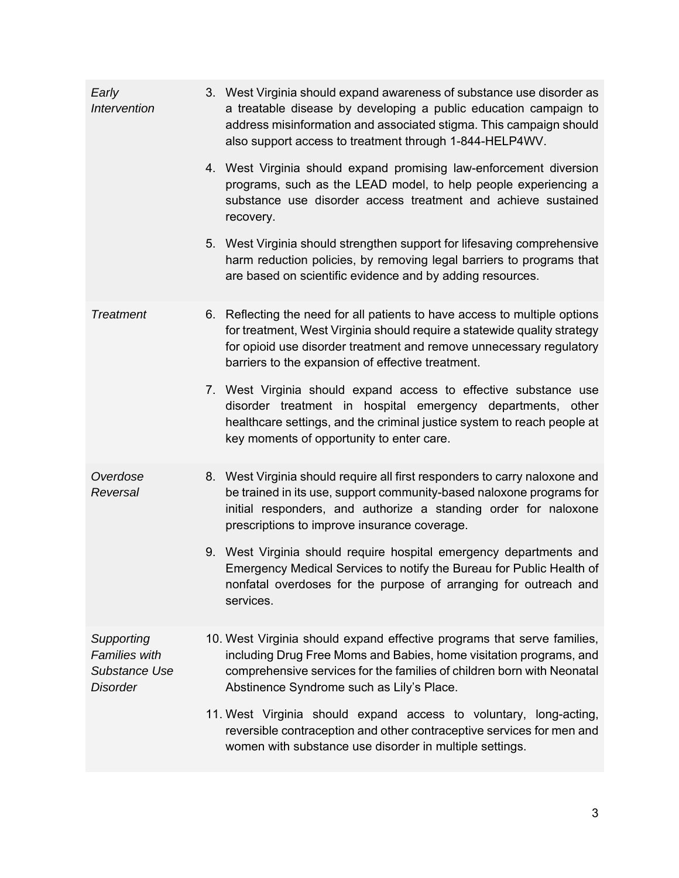| | |
|---|---|
| *Early Intervention* | 3. West Virginia should expand awareness of substance use disorder as a treatable disease by developing a public education campaign to address misinformation and associated stigma. This campaign should also support access to treatment through 1-844-HELP4WV.<br><br>4. West Virginia should expand promising law-enforcement diversion programs, such as the LEAD model, to help people experiencing a substance use disorder access treatment and achieve sustained recovery.<br><br>5. West Virginia should strengthen support for lifesaving comprehensive harm reduction policies, by removing legal barriers to programs that are based on scientific evidence and by adding resources. |
| *Treatment* | 6. Reflecting the need for all patients to have access to multiple options for treatment, West Virginia should require a statewide quality strategy for opioid use disorder treatment and remove unnecessary regulatory barriers to the expansion of effective treatment.<br><br>7. West Virginia should expand access to effective substance use disorder treatment in hospital emergency departments, other healthcare settings, and the criminal justice system to reach people at key moments of opportunity to enter care. |
| *Overdose Reversal* | 8. West Virginia should require all first responders to carry naloxone and be trained in its use, support community-based naloxone programs for initial responders, and authorize a standing order for naloxone prescriptions to improve insurance coverage.<br><br>9. West Virginia should require hospital emergency departments and Emergency Medical Services to notify the Bureau for Public Health of nonfatal overdoses for the purpose of arranging for outreach and services. |
| *Supporting Families with Substance Use Disorder* | 10. West Virginia should expand effective programs that serve families, including Drug Free Moms and Babies, home visitation programs, and comprehensive services for the families of children born with Neonatal Abstinence Syndrome such as Lily's Place.<br><br>11. West Virginia should expand access to voluntary, long-acting, reversible contraception and other contraceptive services for men and women with substance use disorder in multiple settings. |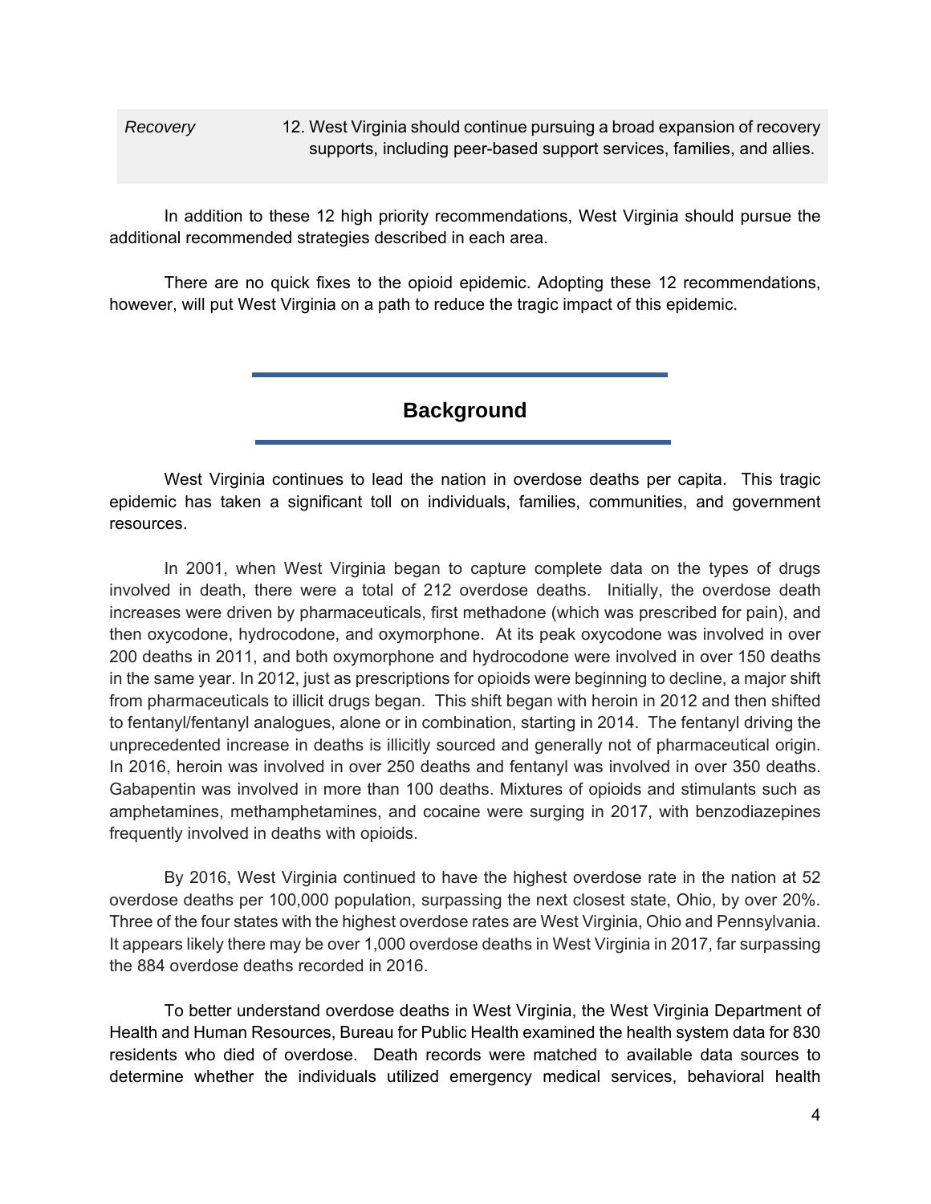| *Recovery* | 12. West Virginia should continue pursuing a broad expansion of recovery supports, including peer-based support services, families, and allies. |
|---|---|

In addition to these 12 high priority recommendations, West Virginia should pursue the additional recommended strategies described in each area.

There are no quick fixes to the opioid epidemic. Adopting these 12 recommendations, however, will put West Virginia on a path to reduce the tragic impact of this epidemic.

## Background

West Virginia continues to lead the nation in overdose deaths per capita. This tragic epidemic has taken a significant toll on individuals, families, communities, and government resources.

In 2001, when West Virginia began to capture complete data on the types of drugs involved in death, there were a total of 212 overdose deaths. Initially, the overdose death increases were driven by pharmaceuticals, first methadone (which was prescribed for pain), and then oxycodone, hydrocodone, and oxymorphone. At its peak oxycodone was involved in over 200 deaths in 2011, and both oxymorphone and hydrocodone were involved in over 150 deaths in the same year. In 2012, just as prescriptions for opioids were beginning to decline, a major shift from pharmaceuticals to illicit drugs began. This shift began with heroin in 2012 and then shifted to fentanyl/fentanyl analogues, alone or in combination, starting in 2014. The fentanyl driving the unprecedented increase in deaths is illicitly sourced and generally not of pharmaceutical origin. In 2016, heroin was involved in over 250 deaths and fentanyl was involved in over 350 deaths. Gabapentin was involved in more than 100 deaths. Mixtures of opioids and stimulants such as amphetamines, methamphetamines, and cocaine were surging in 2017, with benzodiazepines frequently involved in deaths with opioids.

By 2016, West Virginia continued to have the highest overdose rate in the nation at 52 overdose deaths per 100,000 population, surpassing the next closest state, Ohio, by over 20%. Three of the four states with the highest overdose rates are West Virginia, Ohio and Pennsylvania. It appears likely there may be over 1,000 overdose deaths in West Virginia in 2017, far surpassing the 884 overdose deaths recorded in 2016.

To better understand overdose deaths in West Virginia, the West Virginia Department of Health and Human Resources, Bureau for Public Health examined the health system data for 830 residents who died of overdose. Death records were matched to available data sources to determine whether the individuals utilized emergency medical services, behavioral health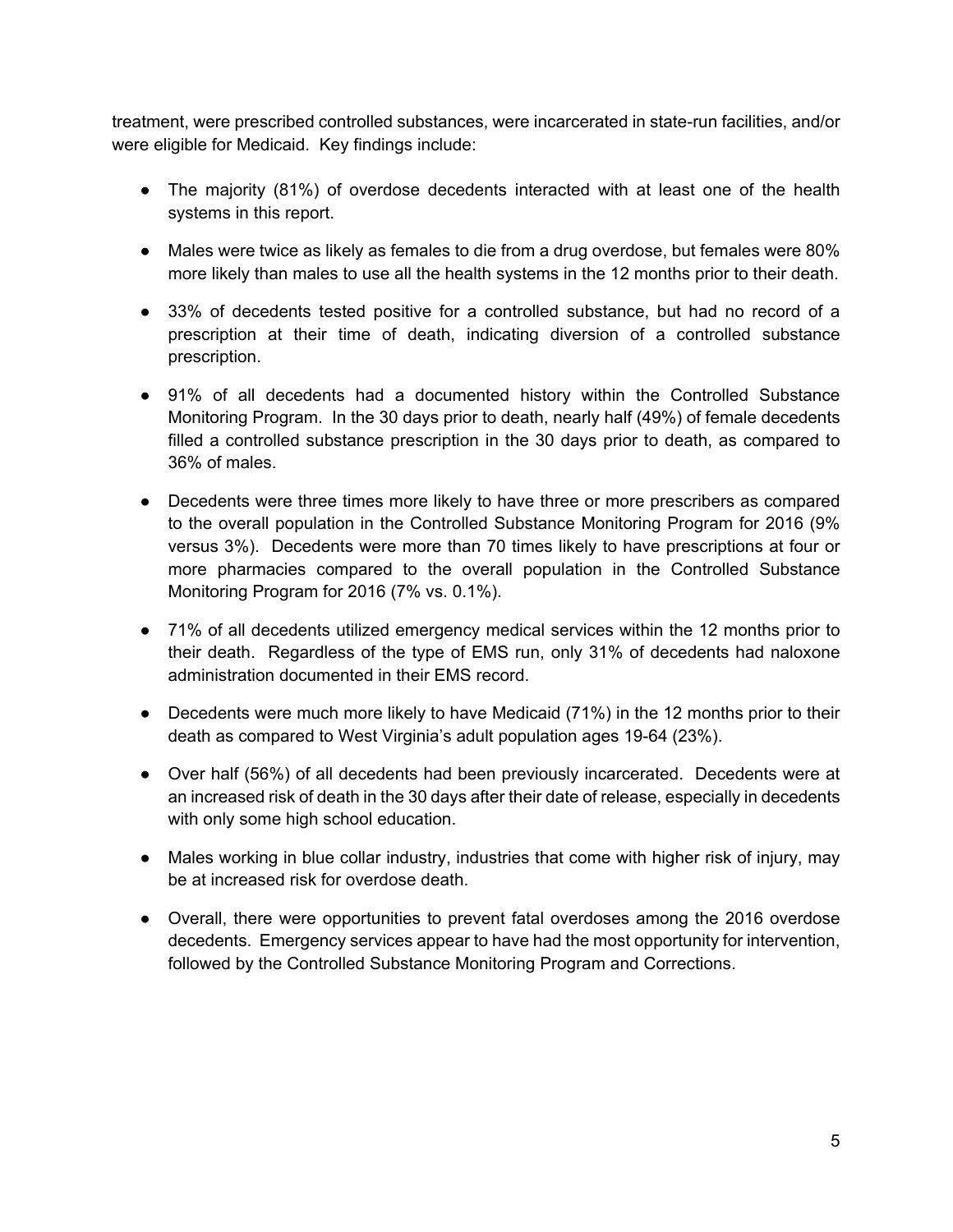treatment, were prescribed controlled substances, were incarcerated in state-run facilities, and/or were eligible for Medicaid. Key findings include:

- The majority (81%) of overdose decedents interacted with at least one of the health systems in this report.
- Males were twice as likely as females to die from a drug overdose, but females were 80% more likely than males to use all the health systems in the 12 months prior to their death.
- 33% of decedents tested positive for a controlled substance, but had no record of a prescription at their time of death, indicating diversion of a controlled substance prescription.
- 91% of all decedents had a documented history within the Controlled Substance Monitoring Program. In the 30 days prior to death, nearly half (49%) of female decedents filled a controlled substance prescription in the 30 days prior to death, as compared to 36% of males.
- Decedents were three times more likely to have three or more prescribers as compared to the overall population in the Controlled Substance Monitoring Program for 2016 (9% versus 3%). Decedents were more than 70 times likely to have prescriptions at four or more pharmacies compared to the overall population in the Controlled Substance Monitoring Program for 2016 (7% vs. 0.1%).
- 71% of all decedents utilized emergency medical services within the 12 months prior to their death. Regardless of the type of EMS run, only 31% of decedents had naloxone administration documented in their EMS record.
- Decedents were much more likely to have Medicaid (71%) in the 12 months prior to their death as compared to West Virginia's adult population ages 19-64 (23%).
- Over half (56%) of all decedents had been previously incarcerated. Decedents were at an increased risk of death in the 30 days after their date of release, especially in decedents with only some high school education.
- Males working in blue collar industry, industries that come with higher risk of injury, may be at increased risk for overdose death.
- Overall, there were opportunities to prevent fatal overdoses among the 2016 overdose decedents. Emergency services appear to have had the most opportunity for intervention, followed by the Controlled Substance Monitoring Program and Corrections.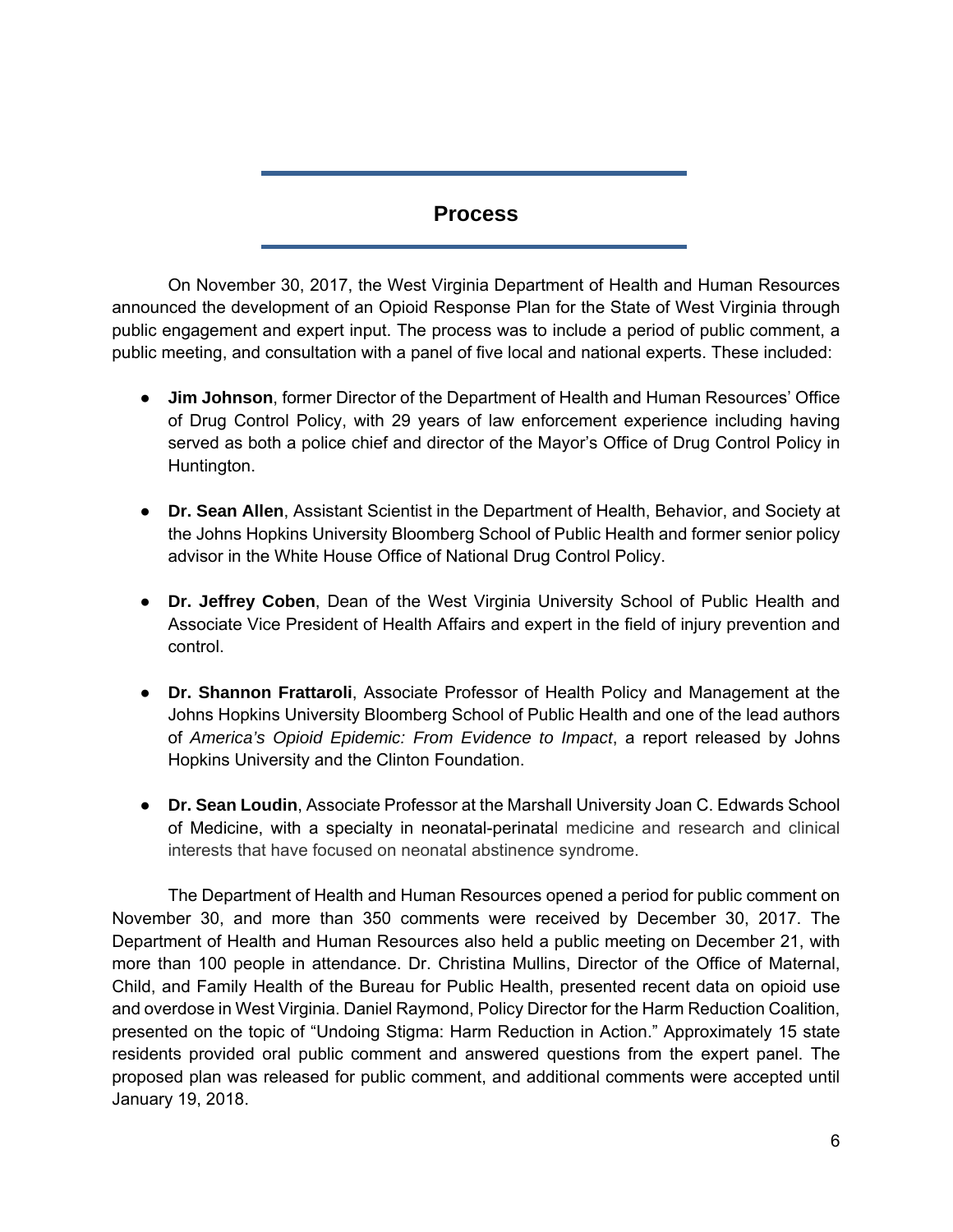## Process

On November 30, 2017, the West Virginia Department of Health and Human Resources announced the development of an Opioid Response Plan for the State of West Virginia through public engagement and expert input. The process was to include a period of public comment, a public meeting, and consultation with a panel of five local and national experts. These included:

- **Jim Johnson**, former Director of the Department of Health and Human Resources' Office of Drug Control Policy, with 29 years of law enforcement experience including having served as both a police chief and director of the Mayor's Office of Drug Control Policy in Huntington.
- **Dr. Sean Allen**, Assistant Scientist in the Department of Health, Behavior, and Society at the Johns Hopkins University Bloomberg School of Public Health and former senior policy advisor in the White House Office of National Drug Control Policy.
- **Dr. Jeffrey Coben**, Dean of the West Virginia University School of Public Health and Associate Vice President of Health Affairs and expert in the field of injury prevention and control.
- **Dr. Shannon Frattaroli**, Associate Professor of Health Policy and Management at the Johns Hopkins University Bloomberg School of Public Health and one of the lead authors of *America's Opioid Epidemic: From Evidence to Impact*, a report released by Johns Hopkins University and the Clinton Foundation.
- **Dr. Sean Loudin**, Associate Professor at the Marshall University Joan C. Edwards School of Medicine, with a specialty in neonatal-perinatal medicine and research and clinical interests that have focused on neonatal abstinence syndrome.

The Department of Health and Human Resources opened a period for public comment on November 30, and more than 350 comments were received by December 30, 2017. The Department of Health and Human Resources also held a public meeting on December 21, with more than 100 people in attendance. Dr. Christina Mullins, Director of the Office of Maternal, Child, and Family Health of the Bureau for Public Health, presented recent data on opioid use and overdose in West Virginia. Daniel Raymond, Policy Director for the Harm Reduction Coalition, presented on the topic of "Undoing Stigma: Harm Reduction in Action." Approximately 15 state residents provided oral public comment and answered questions from the expert panel. The proposed plan was released for public comment, and additional comments were accepted until January 19, 2018.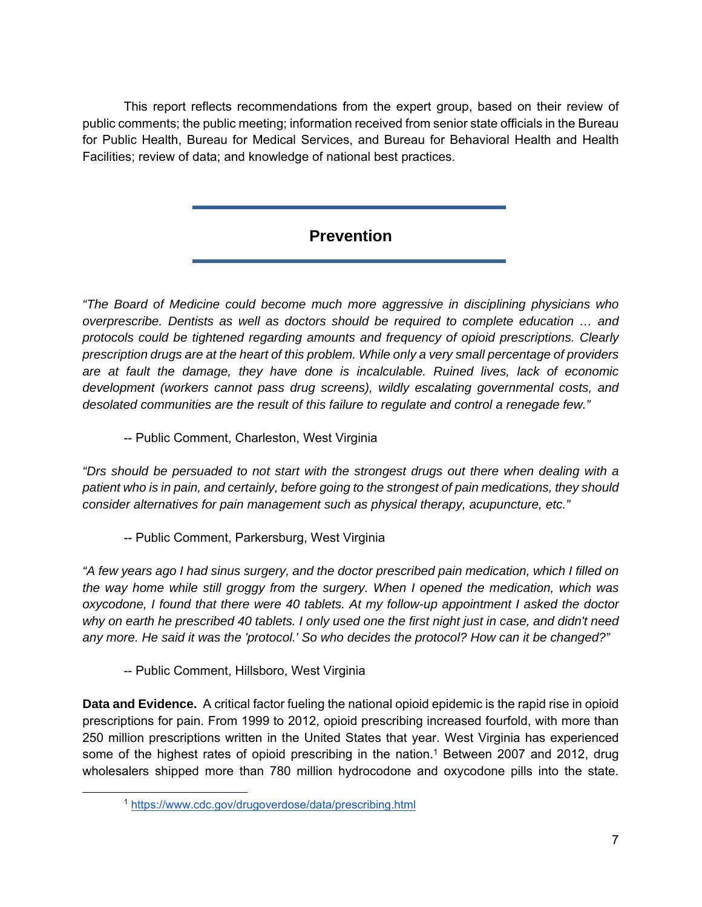This report reflects recommendations from the expert group, based on their review of public comments; the public meeting; information received from senior state officials in the Bureau for Public Health, Bureau for Medical Services, and Bureau for Behavioral Health and Health Facilities; review of data; and knowledge of national best practices.

## Prevention

*"The Board of Medicine could become much more aggressive in disciplining physicians who overprescribe. Dentists as well as doctors should be required to complete education … and protocols could be tightened regarding amounts and frequency of opioid prescriptions. Clearly prescription drugs are at the heart of this problem. While only a very small percentage of providers are at fault the damage, they have done is incalculable. Ruined lives, lack of economic development (workers cannot pass drug screens), wildly escalating governmental costs, and desolated communities are the result of this failure to regulate and control a renegade few."*

-- Public Comment, Charleston, West Virginia

*"Drs should be persuaded to not start with the strongest drugs out there when dealing with a patient who is in pain, and certainly, before going to the strongest of pain medications, they should consider alternatives for pain management such as physical therapy, acupuncture, etc."*

-- Public Comment, Parkersburg, West Virginia

*"A few years ago I had sinus surgery, and the doctor prescribed pain medication, which I filled on the way home while still groggy from the surgery. When I opened the medication, which was oxycodone, I found that there were 40 tablets. At my follow-up appointment I asked the doctor why on earth he prescribed 40 tablets. I only used one the first night just in case, and didn't need any more. He said it was the 'protocol.' So who decides the protocol? How can it be changed?"*

-- Public Comment, Hillsboro, West Virginia

**Data and Evidence.** A critical factor fueling the national opioid epidemic is the rapid rise in opioid prescriptions for pain. From 1999 to 2012, opioid prescribing increased fourfold, with more than 250 million prescriptions written in the United States that year. West Virginia has experienced some of the highest rates of opioid prescribing in the nation.[1] Between 2007 and 2012, drug wholesalers shipped more than 780 million hydrocodone and oxycodone pills into the state.

[1] https://www.cdc.gov/drugoverdose/data/prescribing.html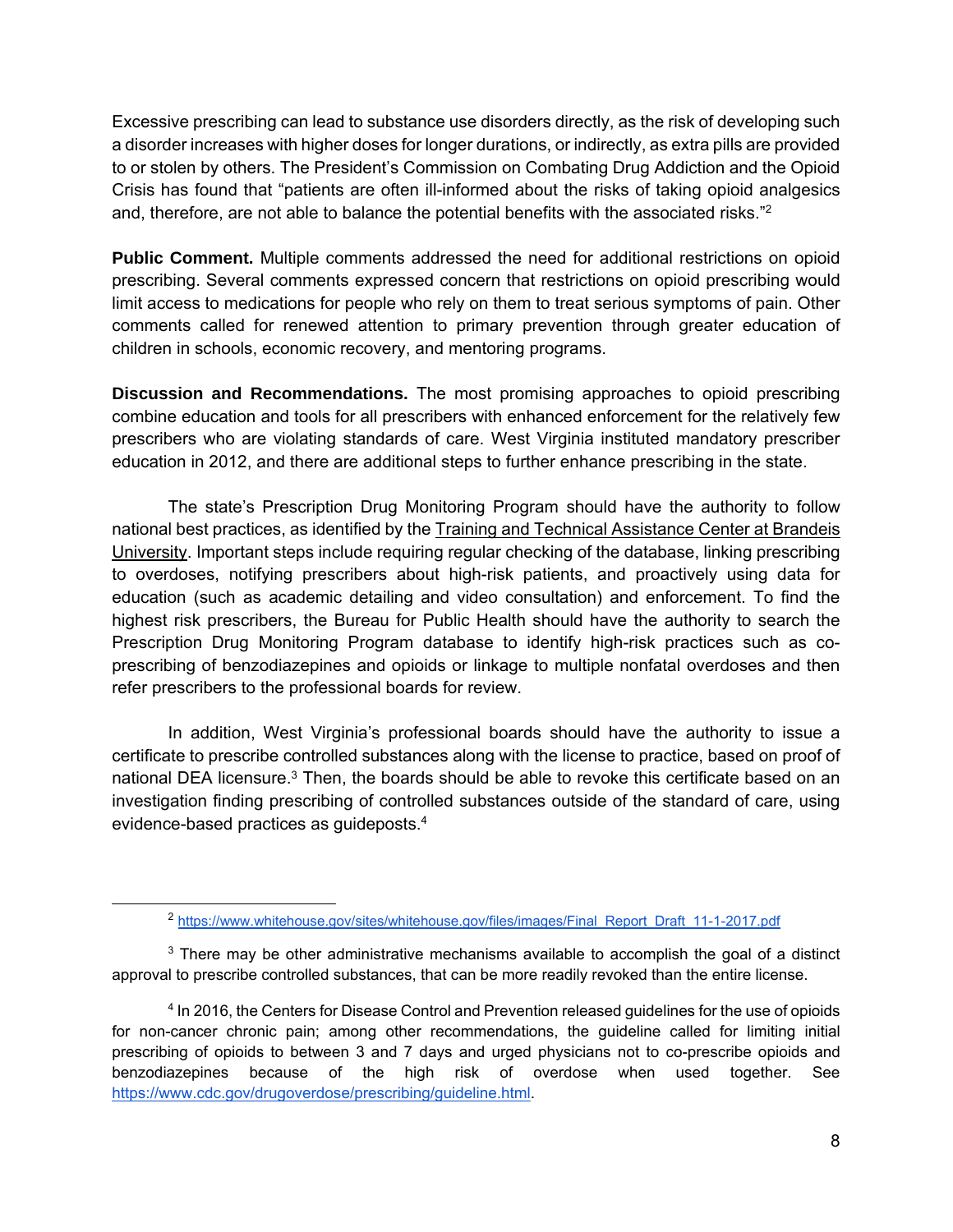Excessive prescribing can lead to substance use disorders directly, as the risk of developing such a disorder increases with higher doses for longer durations, or indirectly, as extra pills are provided to or stolen by others. The President's Commission on Combating Drug Addiction and the Opioid Crisis has found that "patients are often ill-informed about the risks of taking opioid analgesics and, therefore, are not able to balance the potential benefits with the associated risks."[2]

**Public Comment.** Multiple comments addressed the need for additional restrictions on opioid prescribing. Several comments expressed concern that restrictions on opioid prescribing would limit access to medications for people who rely on them to treat serious symptoms of pain. Other comments called for renewed attention to primary prevention through greater education of children in schools, economic recovery, and mentoring programs.

**Discussion and Recommendations.** The most promising approaches to opioid prescribing combine education and tools for all prescribers with enhanced enforcement for the relatively few prescribers who are violating standards of care. West Virginia instituted mandatory prescriber education in 2012, and there are additional steps to further enhance prescribing in the state.

The state's Prescription Drug Monitoring Program should have the authority to follow national best practices, as identified by the Training and Technical Assistance Center at Brandeis University. Important steps include requiring regular checking of the database, linking prescribing to overdoses, notifying prescribers about high-risk patients, and proactively using data for education (such as academic detailing and video consultation) and enforcement. To find the highest risk prescribers, the Bureau for Public Health should have the authority to search the Prescription Drug Monitoring Program database to identify high-risk practices such as co-prescribing of benzodiazepines and opioids or linkage to multiple nonfatal overdoses and then refer prescribers to the professional boards for review.

In addition, West Virginia's professional boards should have the authority to issue a certificate to prescribe controlled substances along with the license to practice, based on proof of national DEA licensure.[3] Then, the boards should be able to revoke this certificate based on an investigation finding prescribing of controlled substances outside of the standard of care, using evidence-based practices as guideposts.[4]

---

[2] https://www.whitehouse.gov/sites/whitehouse.gov/files/images/Final_Report_Draft_11-1-2017.pdf

[3] There may be other administrative mechanisms available to accomplish the goal of a distinct approval to prescribe controlled substances, that can be more readily revoked than the entire license.

[4] In 2016, the Centers for Disease Control and Prevention released guidelines for the use of opioids for non-cancer chronic pain; among other recommendations, the guideline called for limiting initial prescribing of opioids to between 3 and 7 days and urged physicians not to co-prescribe opioids and benzodiazepines because of the high risk of overdose when used together. See https://www.cdc.gov/drugoverdose/prescribing/guideline.html.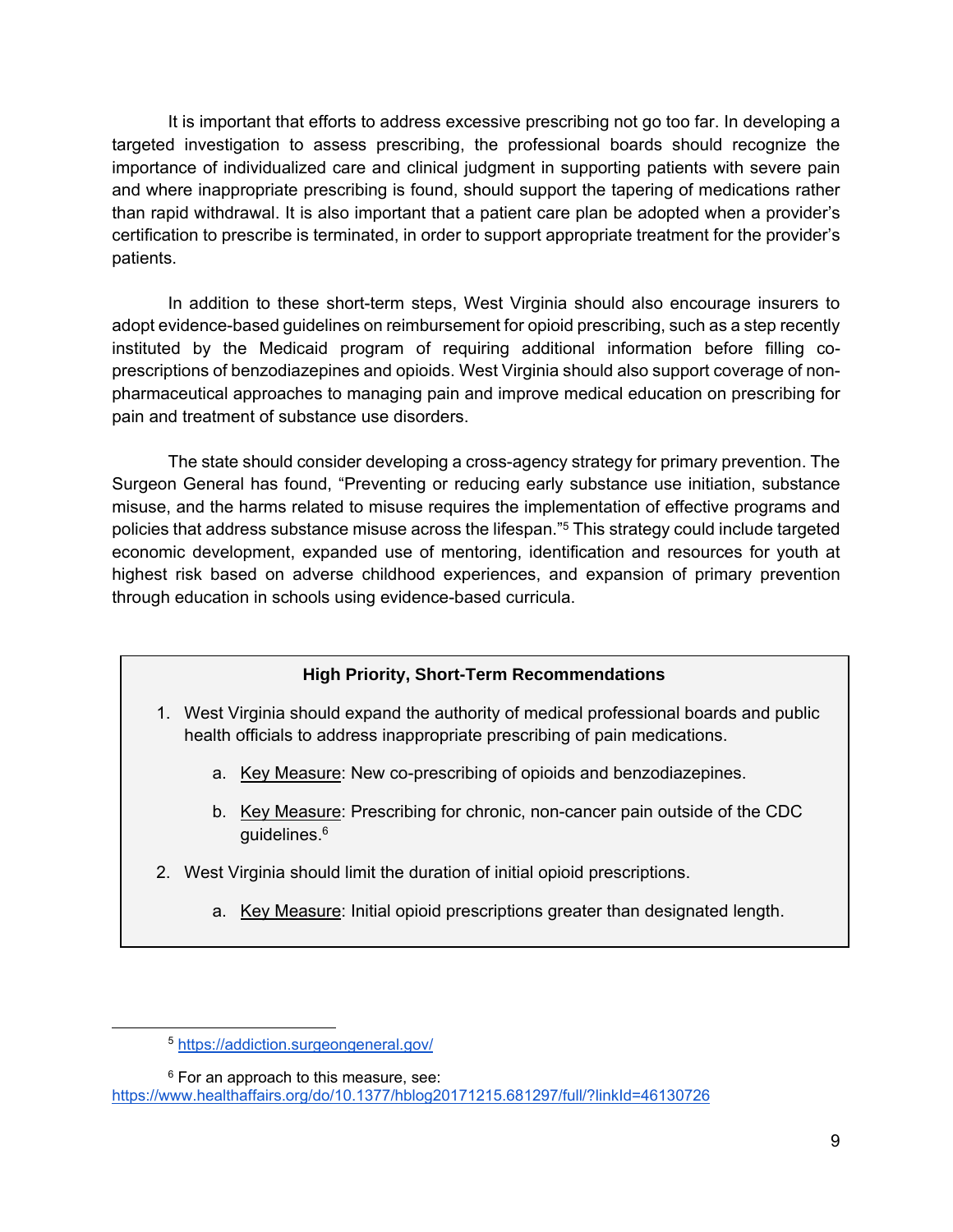It is important that efforts to address excessive prescribing not go too far. In developing a targeted investigation to assess prescribing, the professional boards should recognize the importance of individualized care and clinical judgment in supporting patients with severe pain and where inappropriate prescribing is found, should support the tapering of medications rather than rapid withdrawal. It is also important that a patient care plan be adopted when a provider's certification to prescribe is terminated, in order to support appropriate treatment for the provider's patients.

In addition to these short-term steps, West Virginia should also encourage insurers to adopt evidence-based guidelines on reimbursement for opioid prescribing, such as a step recently instituted by the Medicaid program of requiring additional information before filling co-prescriptions of benzodiazepines and opioids. West Virginia should also support coverage of non-pharmaceutical approaches to managing pain and improve medical education on prescribing for pain and treatment of substance use disorders.

The state should consider developing a cross-agency strategy for primary prevention. The Surgeon General has found, "Preventing or reducing early substance use initiation, substance misuse, and the harms related to misuse requires the implementation of effective programs and policies that address substance misuse across the lifespan."[5] This strategy could include targeted economic development, expanded use of mentoring, identification and resources for youth at highest risk based on adverse childhood experiences, and expansion of primary prevention through education in schools using evidence-based curricula.

**High Priority, Short-Term Recommendations**

1. West Virginia should expand the authority of medical professional boards and public health officials to address inappropriate prescribing of pain medications.
    a. Key Measure: New co-prescribing of opioids and benzodiazepines.
    b. Key Measure: Prescribing for chronic, non-cancer pain outside of the CDC guidelines.[6]
2. West Virginia should limit the duration of initial opioid prescriptions.
    a. Key Measure: Initial opioid prescriptions greater than designated length.

---

[5] https://addiction.surgeongeneral.gov/

[6] For an approach to this measure, see: https://www.healthaffairs.org/do/10.1377/hblog20171215.681297/full/?linkId=46130726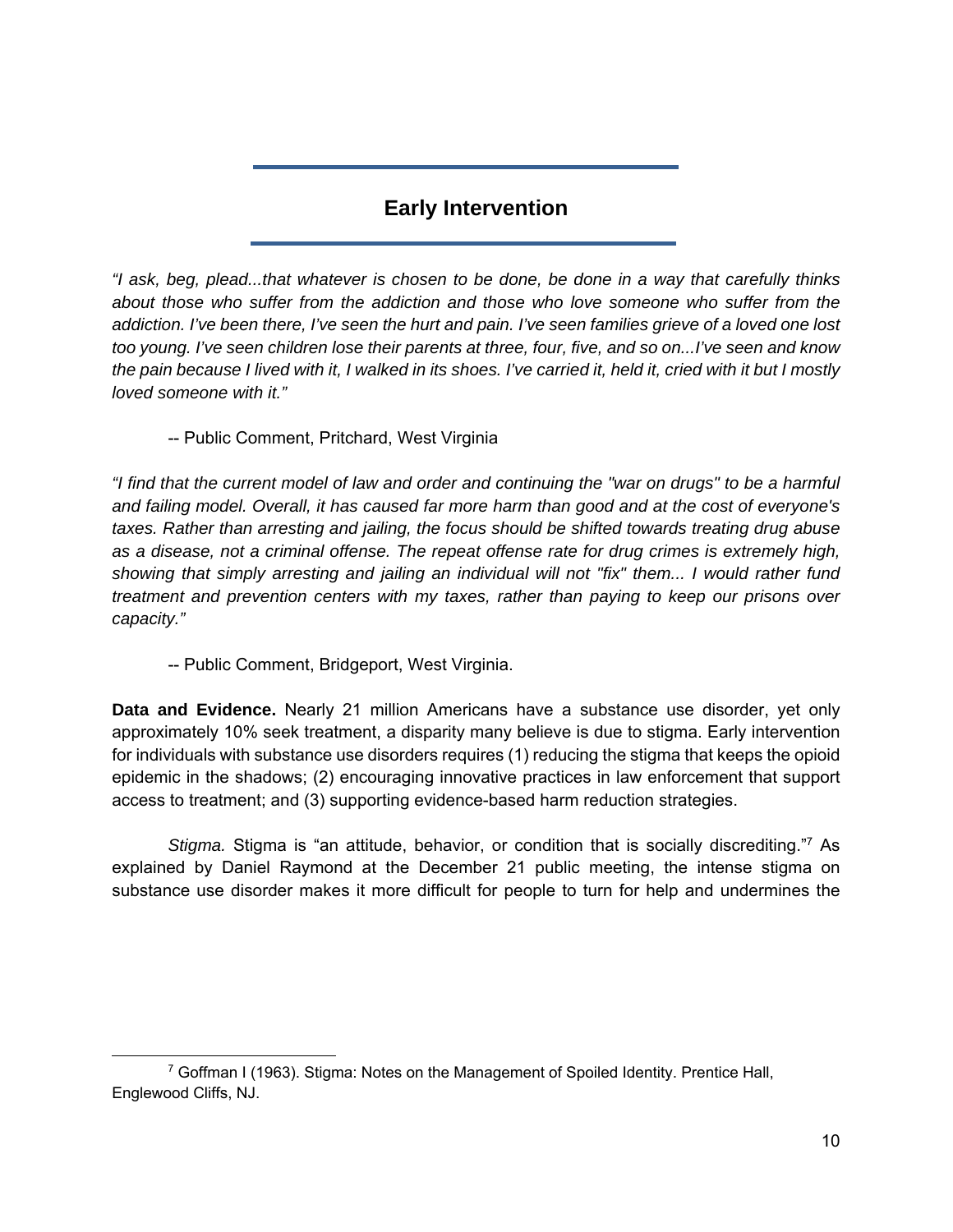## Early Intervention

*"I ask, beg, plead...that whatever is chosen to be done, be done in a way that carefully thinks about those who suffer from the addiction and those who love someone who suffer from the addiction. I've been there, I've seen the hurt and pain. I've seen families grieve of a loved one lost too young. I've seen children lose their parents at three, four, five, and so on...I've seen and know the pain because I lived with it, I walked in its shoes. I've carried it, held it, cried with it but I mostly loved someone with it."*

-- Public Comment, Pritchard, West Virginia

*"I find that the current model of law and order and continuing the "war on drugs" to be a harmful and failing model. Overall, it has caused far more harm than good and at the cost of everyone's taxes. Rather than arresting and jailing, the focus should be shifted towards treating drug abuse as a disease, not a criminal offense. The repeat offense rate for drug crimes is extremely high, showing that simply arresting and jailing an individual will not "fix" them... I would rather fund treatment and prevention centers with my taxes, rather than paying to keep our prisons over capacity."*

-- Public Comment, Bridgeport, West Virginia.

**Data and Evidence.** Nearly 21 million Americans have a substance use disorder, yet only approximately 10% seek treatment, a disparity many believe is due to stigma. Early intervention for individuals with substance use disorders requires (1) reducing the stigma that keeps the opioid epidemic in the shadows; (2) encouraging innovative practices in law enforcement that support access to treatment; and (3) supporting evidence-based harm reduction strategies.

*Stigma.* Stigma is "an attitude, behavior, or condition that is socially discrediting."[7] As explained by Daniel Raymond at the December 21 public meeting, the intense stigma on substance use disorder makes it more difficult for people to turn for help and undermines the

[7] Goffman I (1963). Stigma: Notes on the Management of Spoiled Identity. Prentice Hall, Englewood Cliffs, NJ.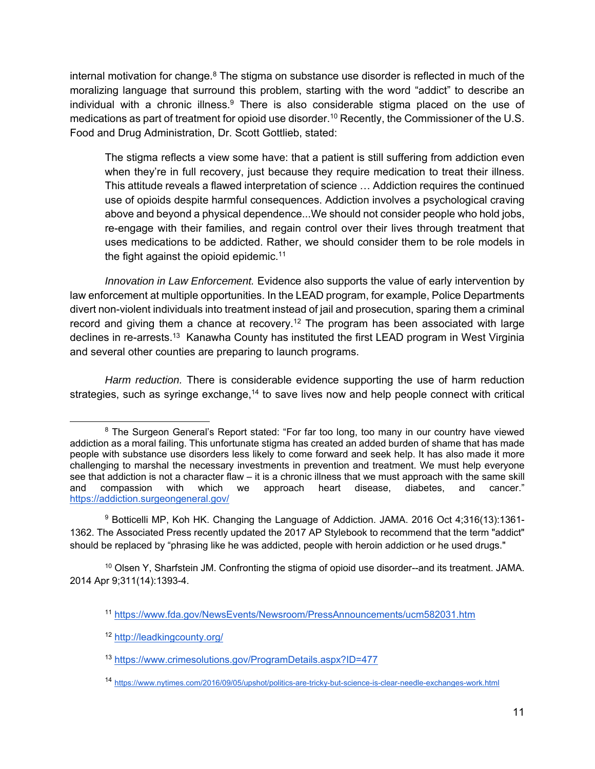internal motivation for change.[8] The stigma on substance use disorder is reflected in much of the moralizing language that surround this problem, starting with the word "addict" to describe an individual with a chronic illness.[9] There is also considerable stigma placed on the use of medications as part of treatment for opioid use disorder.[10] Recently, the Commissioner of the U.S. Food and Drug Administration, Dr. Scott Gottlieb, stated:

> The stigma reflects a view some have: that a patient is still suffering from addiction even when they're in full recovery, just because they require medication to treat their illness. This attitude reveals a flawed interpretation of science … Addiction requires the continued use of opioids despite harmful consequences. Addiction involves a psychological craving above and beyond a physical dependence...We should not consider people who hold jobs, re-engage with their families, and regain control over their lives through treatment that uses medications to be addicted. Rather, we should consider them to be role models in the fight against the opioid epidemic.[11]

*Innovation in Law Enforcement.* Evidence also supports the value of early intervention by law enforcement at multiple opportunities. In the LEAD program, for example, Police Departments divert non-violent individuals into treatment instead of jail and prosecution, sparing them a criminal record and giving them a chance at recovery.[12] The program has been associated with large declines in re-arrests.[13] Kanawha County has instituted the first LEAD program in West Virginia and several other counties are preparing to launch programs.

*Harm reduction.* There is considerable evidence supporting the use of harm reduction strategies, such as syringe exchange,[14] to save lives now and help people connect with critical

---

[8] The Surgeon General's Report stated: "For far too long, too many in our country have viewed addiction as a moral failing. This unfortunate stigma has created an added burden of shame that has made people with substance use disorders less likely to come forward and seek help. It has also made it more challenging to marshal the necessary investments in prevention and treatment. We must help everyone see that addiction is not a character flaw – it is a chronic illness that we must approach with the same skill and compassion with which we approach heart disease, diabetes, and cancer." https://addiction.surgeongeneral.gov/

[9] Botticelli MP, Koh HK. Changing the Language of Addiction. JAMA. 2016 Oct 4;316(13):1361-1362. The Associated Press recently updated the 2017 AP Stylebook to recommend that the term "addict" should be replaced by "phrasing like he was addicted, people with heroin addiction or he used drugs."

[10] Olsen Y, Sharfstein JM. Confronting the stigma of opioid use disorder--and its treatment. JAMA. 2014 Apr 9;311(14):1393-4.

[11] https://www.fda.gov/NewsEvents/Newsroom/PressAnnouncements/ucm582031.htm

[12] http://leadkingcounty.org/

[13] https://www.crimesolutions.gov/ProgramDetails.aspx?ID=477

[14] https://www.nytimes.com/2016/09/05/upshot/politics-are-tricky-but-science-is-clear-needle-exchanges-work.html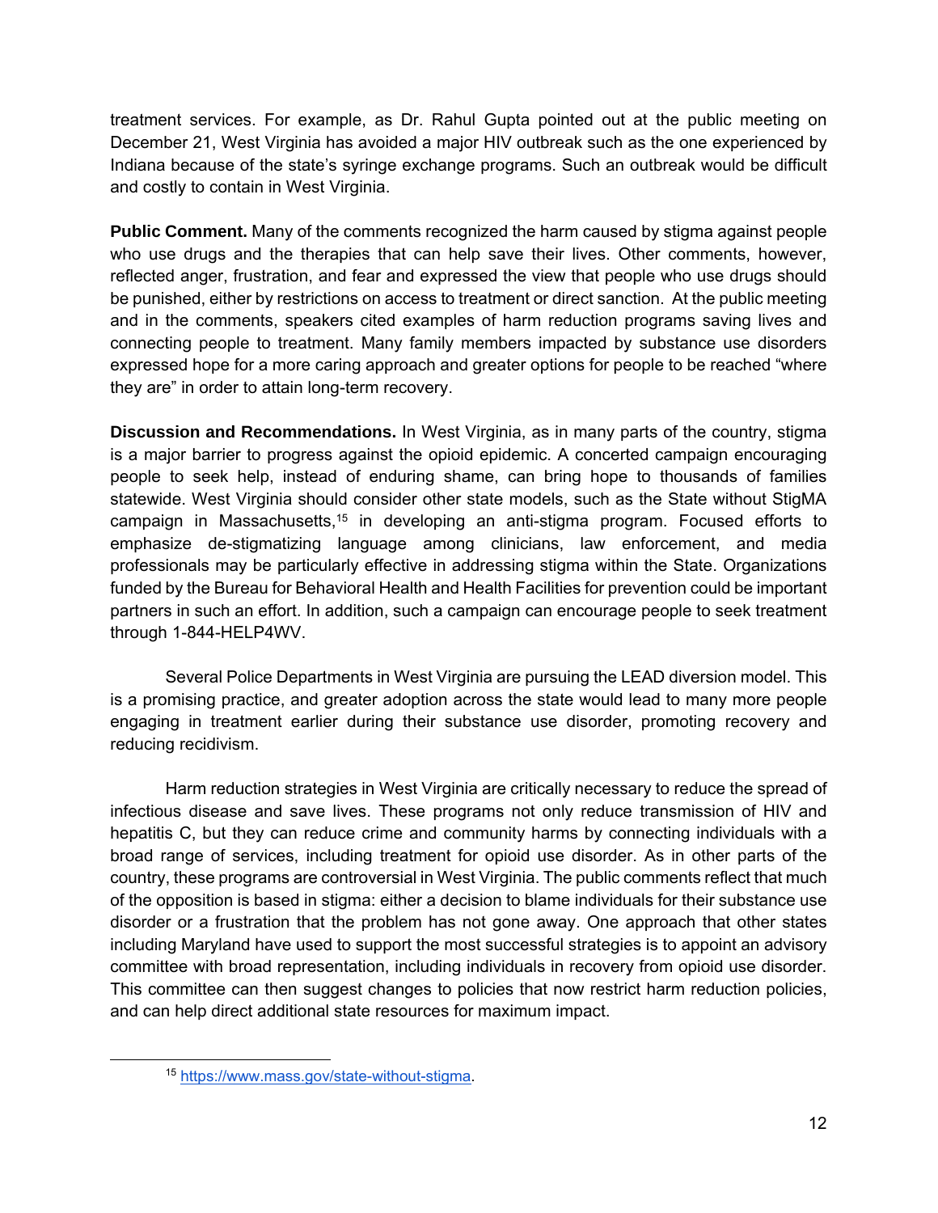treatment services. For example, as Dr. Rahul Gupta pointed out at the public meeting on December 21, West Virginia has avoided a major HIV outbreak such as the one experienced by Indiana because of the state's syringe exchange programs. Such an outbreak would be difficult and costly to contain in West Virginia.

**Public Comment.** Many of the comments recognized the harm caused by stigma against people who use drugs and the therapies that can help save their lives. Other comments, however, reflected anger, frustration, and fear and expressed the view that people who use drugs should be punished, either by restrictions on access to treatment or direct sanction. At the public meeting and in the comments, speakers cited examples of harm reduction programs saving lives and connecting people to treatment. Many family members impacted by substance use disorders expressed hope for a more caring approach and greater options for people to be reached "where they are" in order to attain long-term recovery.

**Discussion and Recommendations.** In West Virginia, as in many parts of the country, stigma is a major barrier to progress against the opioid epidemic. A concerted campaign encouraging people to seek help, instead of enduring shame, can bring hope to thousands of families statewide. West Virginia should consider other state models, such as the State without StigMA campaign in Massachusetts,[15] in developing an anti-stigma program. Focused efforts to emphasize de-stigmatizing language among clinicians, law enforcement, and media professionals may be particularly effective in addressing stigma within the State. Organizations funded by the Bureau for Behavioral Health and Health Facilities for prevention could be important partners in such an effort. In addition, such a campaign can encourage people to seek treatment through 1-844-HELP4WV.

Several Police Departments in West Virginia are pursuing the LEAD diversion model. This is a promising practice, and greater adoption across the state would lead to many more people engaging in treatment earlier during their substance use disorder, promoting recovery and reducing recidivism.

Harm reduction strategies in West Virginia are critically necessary to reduce the spread of infectious disease and save lives. These programs not only reduce transmission of HIV and hepatitis C, but they can reduce crime and community harms by connecting individuals with a broad range of services, including treatment for opioid use disorder. As in other parts of the country, these programs are controversial in West Virginia. The public comments reflect that much of the opposition is based in stigma: either a decision to blame individuals for their substance use disorder or a frustration that the problem has not gone away. One approach that other states including Maryland have used to support the most successful strategies is to appoint an advisory committee with broad representation, including individuals in recovery from opioid use disorder. This committee can then suggest changes to policies that now restrict harm reduction policies, and can help direct additional state resources for maximum impact.

[15] https://www.mass.gov/state-without-stigma.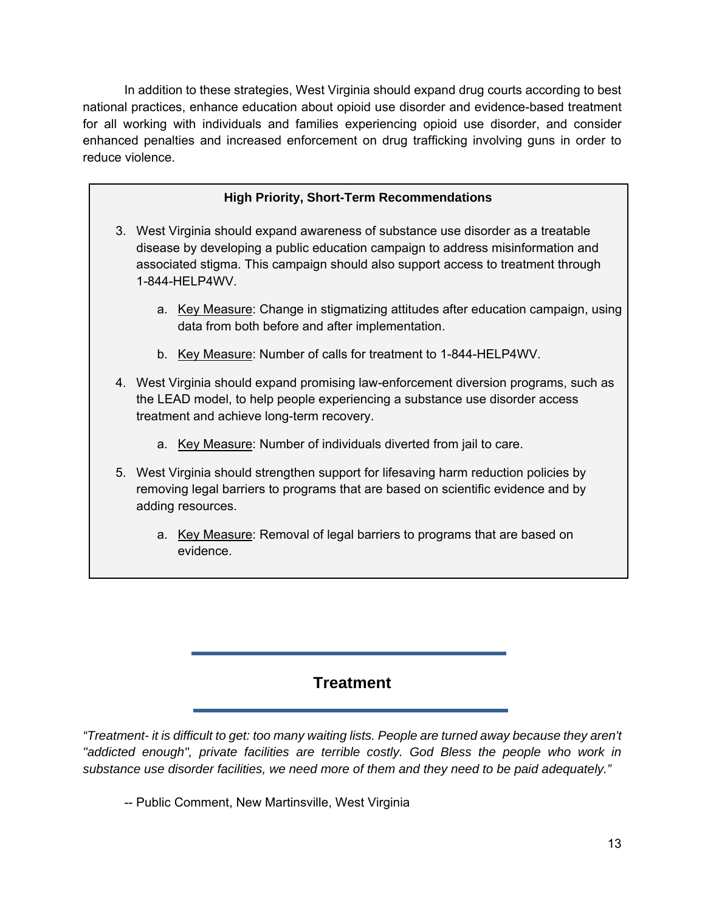In addition to these strategies, West Virginia should expand drug courts according to best national practices, enhance education about opioid use disorder and evidence-based treatment for all working with individuals and families experiencing opioid use disorder, and consider enhanced penalties and increased enforcement on drug trafficking involving guns in order to reduce violence.

**High Priority, Short-Term Recommendations**

3. West Virginia should expand awareness of substance use disorder as a treatable disease by developing a public education campaign to address misinformation and associated stigma. This campaign should also support access to treatment through 1-844-HELP4WV.

   a. Key Measure: Change in stigmatizing attitudes after education campaign, using data from both before and after implementation.

   b. Key Measure: Number of calls for treatment to 1-844-HELP4WV.

4. West Virginia should expand promising law-enforcement diversion programs, such as the LEAD model, to help people experiencing a substance use disorder access treatment and achieve long-term recovery.

   a. Key Measure: Number of individuals diverted from jail to care.

5. West Virginia should strengthen support for lifesaving harm reduction policies by removing legal barriers to programs that are based on scientific evidence and by adding resources.

   a. Key Measure: Removal of legal barriers to programs that are based on evidence.

## Treatment

*"Treatment- it is difficult to get: too many waiting lists. People are turned away because they aren't "addicted enough", private facilities are terrible costly. God Bless the people who work in substance use disorder facilities, we need more of them and they need to be paid adequately."*

-- Public Comment, New Martinsville, West Virginia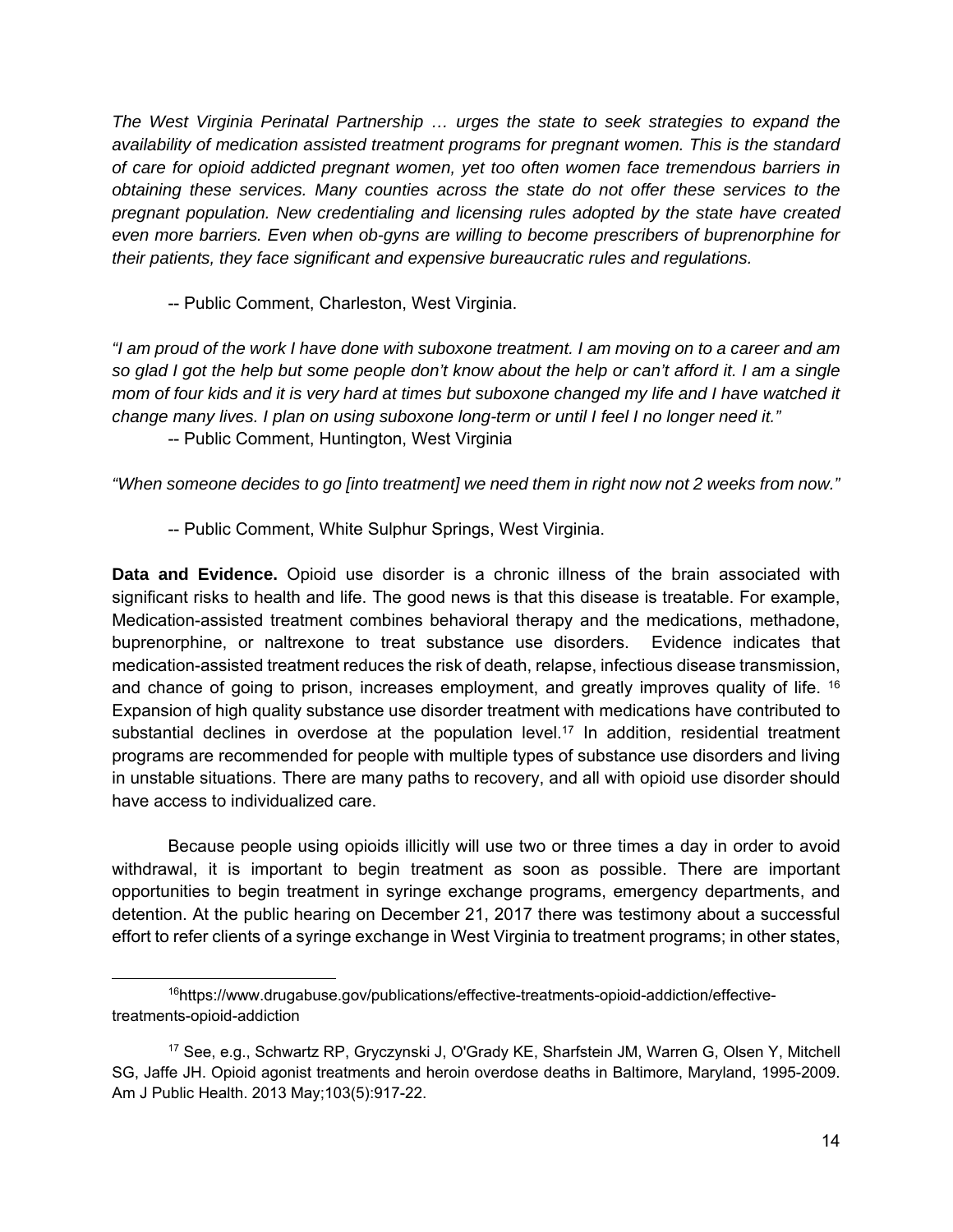*The West Virginia Perinatal Partnership … urges the state to seek strategies to expand the availability of medication assisted treatment programs for pregnant women. This is the standard of care for opioid addicted pregnant women, yet too often women face tremendous barriers in obtaining these services. Many counties across the state do not offer these services to the pregnant population. New credentialing and licensing rules adopted by the state have created even more barriers. Even when ob-gyns are willing to become prescribers of buprenorphine for their patients, they face significant and expensive bureaucratic rules and regulations.*

-- Public Comment, Charleston, West Virginia.

*"I am proud of the work I have done with suboxone treatment. I am moving on to a career and am so glad I got the help but some people don't know about the help or can't afford it. I am a single mom of four kids and it is very hard at times but suboxone changed my life and I have watched it change many lives. I plan on using suboxone long-term or until I feel I no longer need it."*

-- Public Comment, Huntington, West Virginia

*"When someone decides to go [into treatment] we need them in right now not 2 weeks from now."*

-- Public Comment, White Sulphur Springs, West Virginia.

**Data and Evidence.** Opioid use disorder is a chronic illness of the brain associated with significant risks to health and life. The good news is that this disease is treatable. For example, Medication-assisted treatment combines behavioral therapy and the medications, methadone, buprenorphine, or naltrexone to treat substance use disorders. Evidence indicates that medication-assisted treatment reduces the risk of death, relapse, infectious disease transmission, and chance of going to prison, increases employment, and greatly improves quality of life. [16] Expansion of high quality substance use disorder treatment with medications have contributed to substantial declines in overdose at the population level.[17] In addition, residential treatment programs are recommended for people with multiple types of substance use disorders and living in unstable situations. There are many paths to recovery, and all with opioid use disorder should have access to individualized care.

Because people using opioids illicitly will use two or three times a day in order to avoid withdrawal, it is important to begin treatment as soon as possible. There are important opportunities to begin treatment in syringe exchange programs, emergency departments, and detention. At the public hearing on December 21, 2017 there was testimony about a successful effort to refer clients of a syringe exchange in West Virginia to treatment programs; in other states,

[16] https://www.drugabuse.gov/publications/effective-treatments-opioid-addiction/effective-treatments-opioid-addiction

[17] See, e.g., Schwartz RP, Gryczynski J, O'Grady KE, Sharfstein JM, Warren G, Olsen Y, Mitchell SG, Jaffe JH. Opioid agonist treatments and heroin overdose deaths in Baltimore, Maryland, 1995-2009. Am J Public Health. 2013 May;103(5):917-22.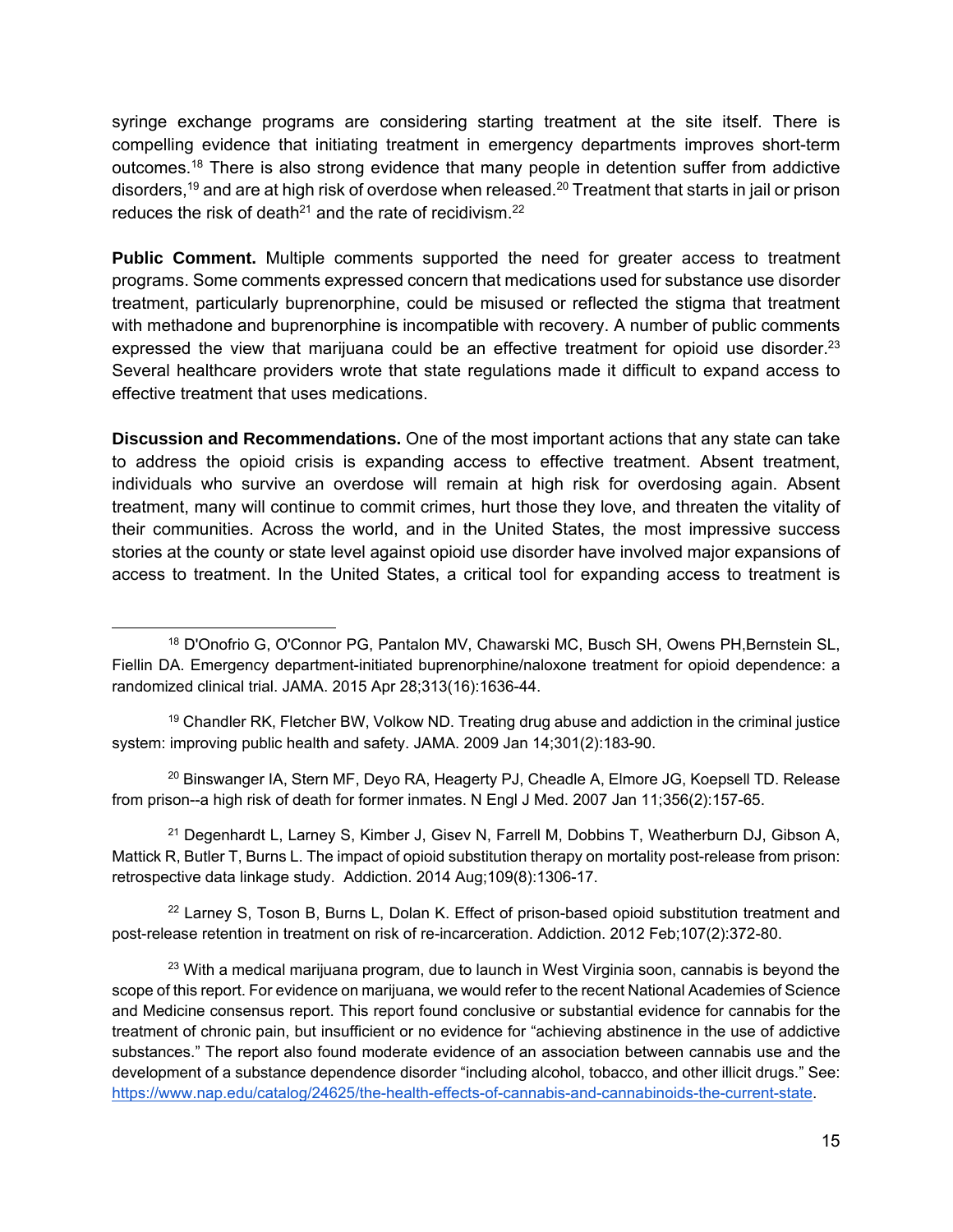syringe exchange programs are considering starting treatment at the site itself. There is compelling evidence that initiating treatment in emergency departments improves short-term outcomes.[18] There is also strong evidence that many people in detention suffer from addictive disorders,[19] and are at high risk of overdose when released.[20] Treatment that starts in jail or prison reduces the risk of death[21] and the rate of recidivism.[22]

**Public Comment.** Multiple comments supported the need for greater access to treatment programs. Some comments expressed concern that medications used for substance use disorder treatment, particularly buprenorphine, could be misused or reflected the stigma that treatment with methadone and buprenorphine is incompatible with recovery. A number of public comments expressed the view that marijuana could be an effective treatment for opioid use disorder.[23] Several healthcare providers wrote that state regulations made it difficult to expand access to effective treatment that uses medications.

**Discussion and Recommendations.** One of the most important actions that any state can take to address the opioid crisis is expanding access to effective treatment. Absent treatment, individuals who survive an overdose will remain at high risk for overdosing again. Absent treatment, many will continue to commit crimes, hurt those they love, and threaten the vitality of their communities. Across the world, and in the United States, the most impressive success stories at the county or state level against opioid use disorder have involved major expansions of access to treatment. In the United States, a critical tool for expanding access to treatment is

---

[18] D'Onofrio G, O'Connor PG, Pantalon MV, Chawarski MC, Busch SH, Owens PH,Bernstein SL, Fiellin DA. Emergency department-initiated buprenorphine/naloxone treatment for opioid dependence: a randomized clinical trial. JAMA. 2015 Apr 28;313(16):1636-44.

[19] Chandler RK, Fletcher BW, Volkow ND. Treating drug abuse and addiction in the criminal justice system: improving public health and safety. JAMA. 2009 Jan 14;301(2):183-90.

[20] Binswanger IA, Stern MF, Deyo RA, Heagerty PJ, Cheadle A, Elmore JG, Koepsell TD. Release from prison--a high risk of death for former inmates. N Engl J Med. 2007 Jan 11;356(2):157-65.

[21] Degenhardt L, Larney S, Kimber J, Gisev N, Farrell M, Dobbins T, Weatherburn DJ, Gibson A, Mattick R, Butler T, Burns L. The impact of opioid substitution therapy on mortality post-release from prison: retrospective data linkage study. Addiction. 2014 Aug;109(8):1306-17.

[22] Larney S, Toson B, Burns L, Dolan K. Effect of prison-based opioid substitution treatment and post-release retention in treatment on risk of re-incarceration. Addiction. 2012 Feb;107(2):372-80.

[23] With a medical marijuana program, due to launch in West Virginia soon, cannabis is beyond the scope of this report. For evidence on marijuana, we would refer to the recent National Academies of Science and Medicine consensus report. This report found conclusive or substantial evidence for cannabis for the treatment of chronic pain, but insufficient or no evidence for "achieving abstinence in the use of addictive substances." The report also found moderate evidence of an association between cannabis use and the development of a substance dependence disorder "including alcohol, tobacco, and other illicit drugs." See: https://www.nap.edu/catalog/24625/the-health-effects-of-cannabis-and-cannabinoids-the-current-state.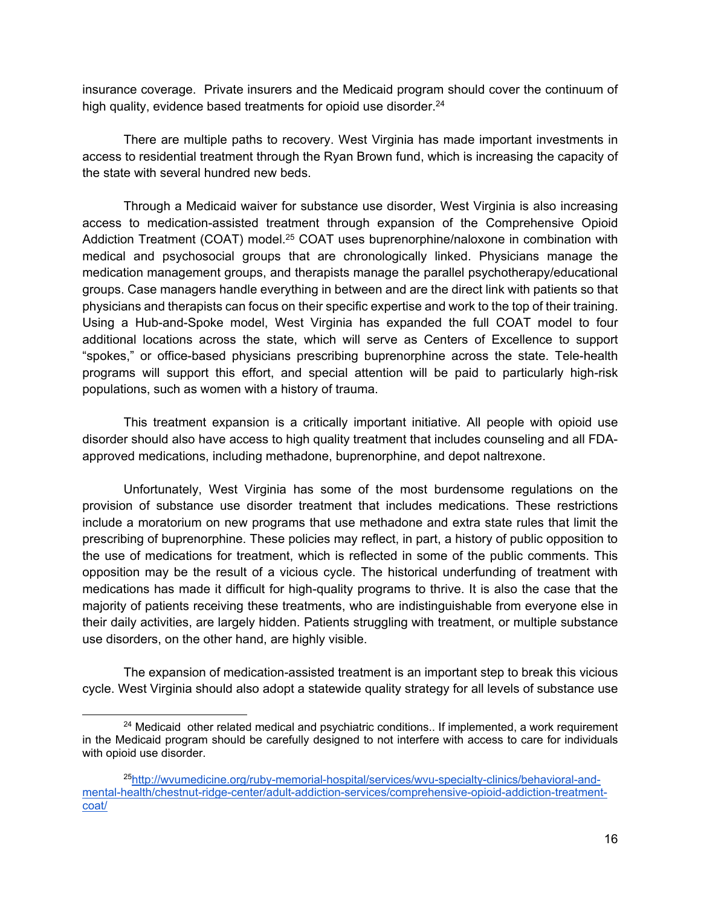insurance coverage. Private insurers and the Medicaid program should cover the continuum of high quality, evidence based treatments for opioid use disorder.[24]

There are multiple paths to recovery. West Virginia has made important investments in access to residential treatment through the Ryan Brown fund, which is increasing the capacity of the state with several hundred new beds.

Through a Medicaid waiver for substance use disorder, West Virginia is also increasing access to medication-assisted treatment through expansion of the Comprehensive Opioid Addiction Treatment (COAT) model.[25] COAT uses buprenorphine/naloxone in combination with medical and psychosocial groups that are chronologically linked. Physicians manage the medication management groups, and therapists manage the parallel psychotherapy/educational groups. Case managers handle everything in between and are the direct link with patients so that physicians and therapists can focus on their specific expertise and work to the top of their training. Using a Hub-and-Spoke model, West Virginia has expanded the full COAT model to four additional locations across the state, which will serve as Centers of Excellence to support "spokes," or office-based physicians prescribing buprenorphine across the state. Tele-health programs will support this effort, and special attention will be paid to particularly high-risk populations, such as women with a history of trauma.

This treatment expansion is a critically important initiative. All people with opioid use disorder should also have access to high quality treatment that includes counseling and all FDA-approved medications, including methadone, buprenorphine, and depot naltrexone.

Unfortunately, West Virginia has some of the most burdensome regulations on the provision of substance use disorder treatment that includes medications. These restrictions include a moratorium on new programs that use methadone and extra state rules that limit the prescribing of buprenorphine. These policies may reflect, in part, a history of public opposition to the use of medications for treatment, which is reflected in some of the public comments. This opposition may be the result of a vicious cycle. The historical underfunding of treatment with medications has made it difficult for high-quality programs to thrive. It is also the case that the majority of patients receiving these treatments, who are indistinguishable from everyone else in their daily activities, are largely hidden. Patients struggling with treatment, or multiple substance use disorders, on the other hand, are highly visible.

The expansion of medication-assisted treatment is an important step to break this vicious cycle. West Virginia should also adopt a statewide quality strategy for all levels of substance use

---

[24] Medicaid other related medical and psychiatric conditions.. If implemented, a work requirement in the Medicaid program should be carefully designed to not interfere with access to care for individuals with opioid use disorder.

[25] http://wvumedicine.org/ruby-memorial-hospital/services/wvu-specialty-clinics/behavioral-and-mental-health/chestnut-ridge-center/adult-addiction-services/comprehensive-opioid-addiction-treatment-coat/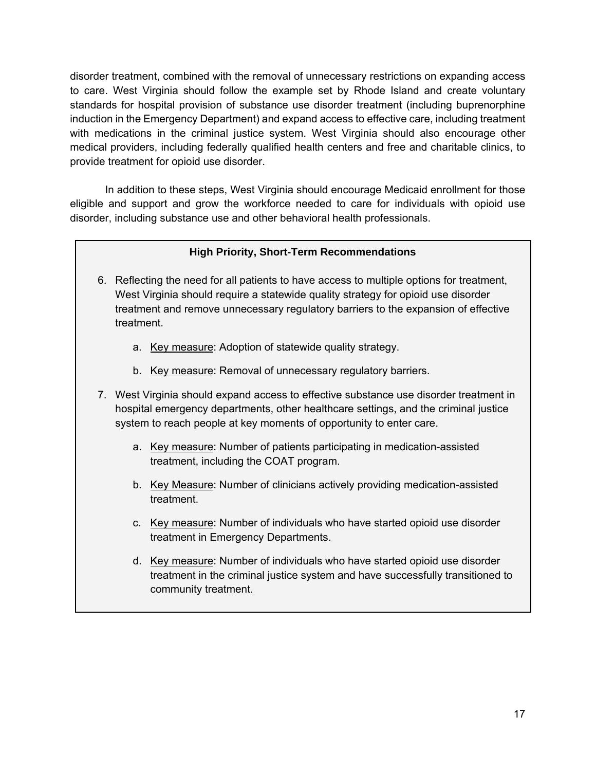disorder treatment, combined with the removal of unnecessary restrictions on expanding access to care. West Virginia should follow the example set by Rhode Island and create voluntary standards for hospital provision of substance use disorder treatment (including buprenorphine induction in the Emergency Department) and expand access to effective care, including treatment with medications in the criminal justice system. West Virginia should also encourage other medical providers, including federally qualified health centers and free and charitable clinics, to provide treatment for opioid use disorder.

In addition to these steps, West Virginia should encourage Medicaid enrollment for those eligible and support and grow the workforce needed to care for individuals with opioid use disorder, including substance use and other behavioral health professionals.

**High Priority, Short-Term Recommendations**

6. Reflecting the need for all patients to have access to multiple options for treatment, West Virginia should require a statewide quality strategy for opioid use disorder treatment and remove unnecessary regulatory barriers to the expansion of effective treatment.

    a. Key measure: Adoption of statewide quality strategy.

    b. Key measure: Removal of unnecessary regulatory barriers.

7. West Virginia should expand access to effective substance use disorder treatment in hospital emergency departments, other healthcare settings, and the criminal justice system to reach people at key moments of opportunity to enter care.

    a. Key measure: Number of patients participating in medication-assisted treatment, including the COAT program.

    b. Key Measure: Number of clinicians actively providing medication-assisted treatment.

    c. Key measure: Number of individuals who have started opioid use disorder treatment in Emergency Departments.

    d. Key measure: Number of individuals who have started opioid use disorder treatment in the criminal justice system and have successfully transitioned to community treatment.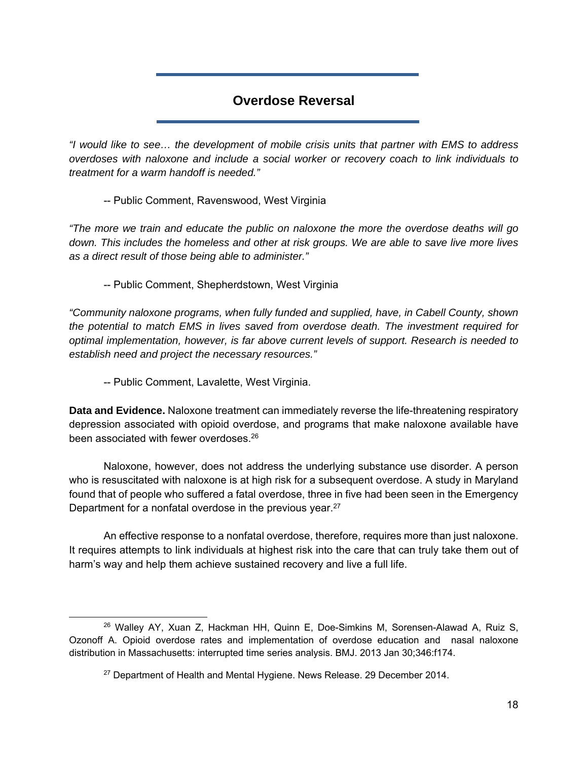## Overdose Reversal

*"I would like to see… the development of mobile crisis units that partner with EMS to address overdoses with naloxone and include a social worker or recovery coach to link individuals to treatment for a warm handoff is needed."*

-- Public Comment, Ravenswood, West Virginia

*"The more we train and educate the public on naloxone the more the overdose deaths will go down. This includes the homeless and other at risk groups. We are able to save live more lives as a direct result of those being able to administer."*

-- Public Comment, Shepherdstown, West Virginia

*"Community naloxone programs, when fully funded and supplied, have, in Cabell County, shown the potential to match EMS in lives saved from overdose death. The investment required for optimal implementation, however, is far above current levels of support. Research is needed to establish need and project the necessary resources."*

-- Public Comment, Lavalette, West Virginia.

**Data and Evidence.** Naloxone treatment can immediately reverse the life-threatening respiratory depression associated with opioid overdose, and programs that make naloxone available have been associated with fewer overdoses.[26]

Naloxone, however, does not address the underlying substance use disorder. A person who is resuscitated with naloxone is at high risk for a subsequent overdose. A study in Maryland found that of people who suffered a fatal overdose, three in five had been seen in the Emergency Department for a nonfatal overdose in the previous year.[27]

An effective response to a nonfatal overdose, therefore, requires more than just naloxone. It requires attempts to link individuals at highest risk into the care that can truly take them out of harm's way and help them achieve sustained recovery and live a full life.

---

[26] Walley AY, Xuan Z, Hackman HH, Quinn E, Doe-Simkins M, Sorensen-Alawad A, Ruiz S, Ozonoff A. Opioid overdose rates and implementation of overdose education and nasal naloxone distribution in Massachusetts: interrupted time series analysis. BMJ. 2013 Jan 30;346:f174.

[27] Department of Health and Mental Hygiene. News Release. 29 December 2014.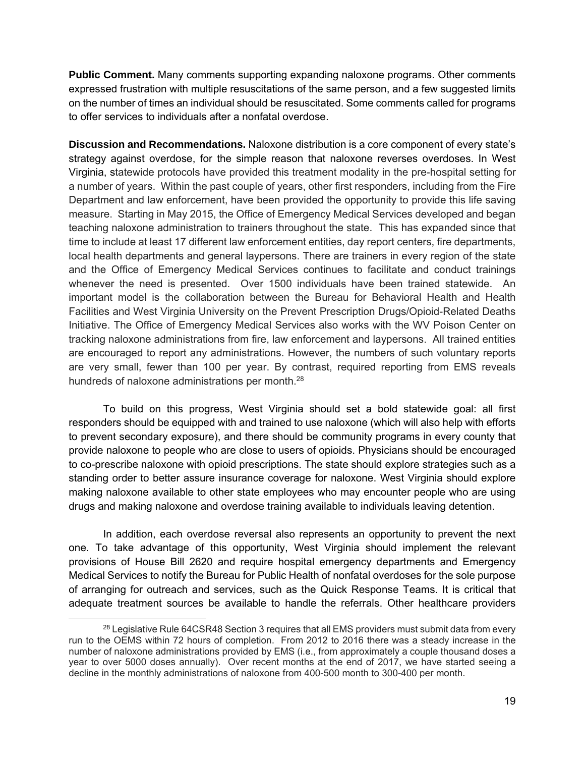**Public Comment.** Many comments supporting expanding naloxone programs. Other comments expressed frustration with multiple resuscitations of the same person, and a few suggested limits on the number of times an individual should be resuscitated. Some comments called for programs to offer services to individuals after a nonfatal overdose.

**Discussion and Recommendations.** Naloxone distribution is a core component of every state's strategy against overdose, for the simple reason that naloxone reverses overdoses. In West Virginia, statewide protocols have provided this treatment modality in the pre-hospital setting for a number of years. Within the past couple of years, other first responders, including from the Fire Department and law enforcement, have been provided the opportunity to provide this life saving measure. Starting in May 2015, the Office of Emergency Medical Services developed and began teaching naloxone administration to trainers throughout the state. This has expanded since that time to include at least 17 different law enforcement entities, day report centers, fire departments, local health departments and general laypersons. There are trainers in every region of the state and the Office of Emergency Medical Services continues to facilitate and conduct trainings whenever the need is presented. Over 1500 individuals have been trained statewide. An important model is the collaboration between the Bureau for Behavioral Health and Health Facilities and West Virginia University on the Prevent Prescription Drugs/Opioid-Related Deaths Initiative. The Office of Emergency Medical Services also works with the WV Poison Center on tracking naloxone administrations from fire, law enforcement and laypersons. All trained entities are encouraged to report any administrations. However, the numbers of such voluntary reports are very small, fewer than 100 per year. By contrast, required reporting from EMS reveals hundreds of naloxone administrations per month.[28]

To build on this progress, West Virginia should set a bold statewide goal: all first responders should be equipped with and trained to use naloxone (which will also help with efforts to prevent secondary exposure), and there should be community programs in every county that provide naloxone to people who are close to users of opioids. Physicians should be encouraged to co-prescribe naloxone with opioid prescriptions. The state should explore strategies such as a standing order to better assure insurance coverage for naloxone. West Virginia should explore making naloxone available to other state employees who may encounter people who are using drugs and making naloxone and overdose training available to individuals leaving detention.

In addition, each overdose reversal also represents an opportunity to prevent the next one. To take advantage of this opportunity, West Virginia should implement the relevant provisions of House Bill 2620 and require hospital emergency departments and Emergency Medical Services to notify the Bureau for Public Health of nonfatal overdoses for the sole purpose of arranging for outreach and services, such as the Quick Response Teams. It is critical that adequate treatment sources be available to handle the referrals. Other healthcare providers

---

[28] Legislative Rule 64CSR48 Section 3 requires that all EMS providers must submit data from every run to the OEMS within 72 hours of completion. From 2012 to 2016 there was a steady increase in the number of naloxone administrations provided by EMS (i.e., from approximately a couple thousand doses a year to over 5000 doses annually). Over recent months at the end of 2017, we have started seeing a decline in the monthly administrations of naloxone from 400-500 month to 300-400 per month.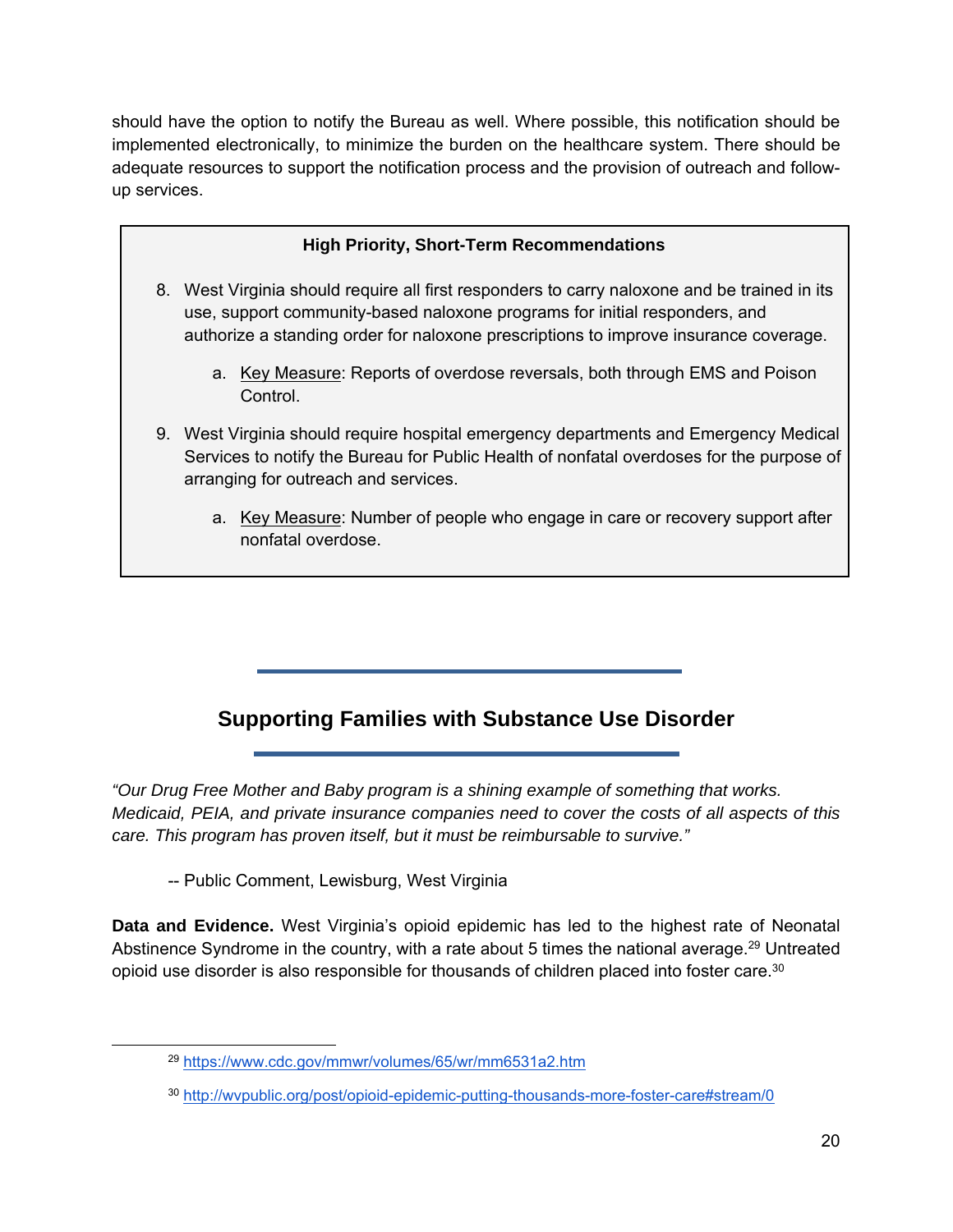should have the option to notify the Bureau as well. Where possible, this notification should be implemented electronically, to minimize the burden on the healthcare system. There should be adequate resources to support the notification process and the provision of outreach and follow-up services.

**High Priority, Short-Term Recommendations**

8. West Virginia should require all first responders to carry naloxone and be trained in its use, support community-based naloxone programs for initial responders, and authorize a standing order for naloxone prescriptions to improve insurance coverage.
    a. Key Measure: Reports of overdose reversals, both through EMS and Poison Control.
9. West Virginia should require hospital emergency departments and Emergency Medical Services to notify the Bureau for Public Health of nonfatal overdoses for the purpose of arranging for outreach and services.
    a. Key Measure: Number of people who engage in care or recovery support after nonfatal overdose.

## Supporting Families with Substance Use Disorder

*"Our Drug Free Mother and Baby program is a shining example of something that works. Medicaid, PEIA, and private insurance companies need to cover the costs of all aspects of this care. This program has proven itself, but it must be reimbursable to survive."*

-- Public Comment, Lewisburg, West Virginia

**Data and Evidence.** West Virginia's opioid epidemic has led to the highest rate of Neonatal Abstinence Syndrome in the country, with a rate about 5 times the national average.[29] Untreated opioid use disorder is also responsible for thousands of children placed into foster care.[30]

[29] https://www.cdc.gov/mmwr/volumes/65/wr/mm6531a2.htm

[30] http://wvpublic.org/post/opioid-epidemic-putting-thousands-more-foster-care#stream/0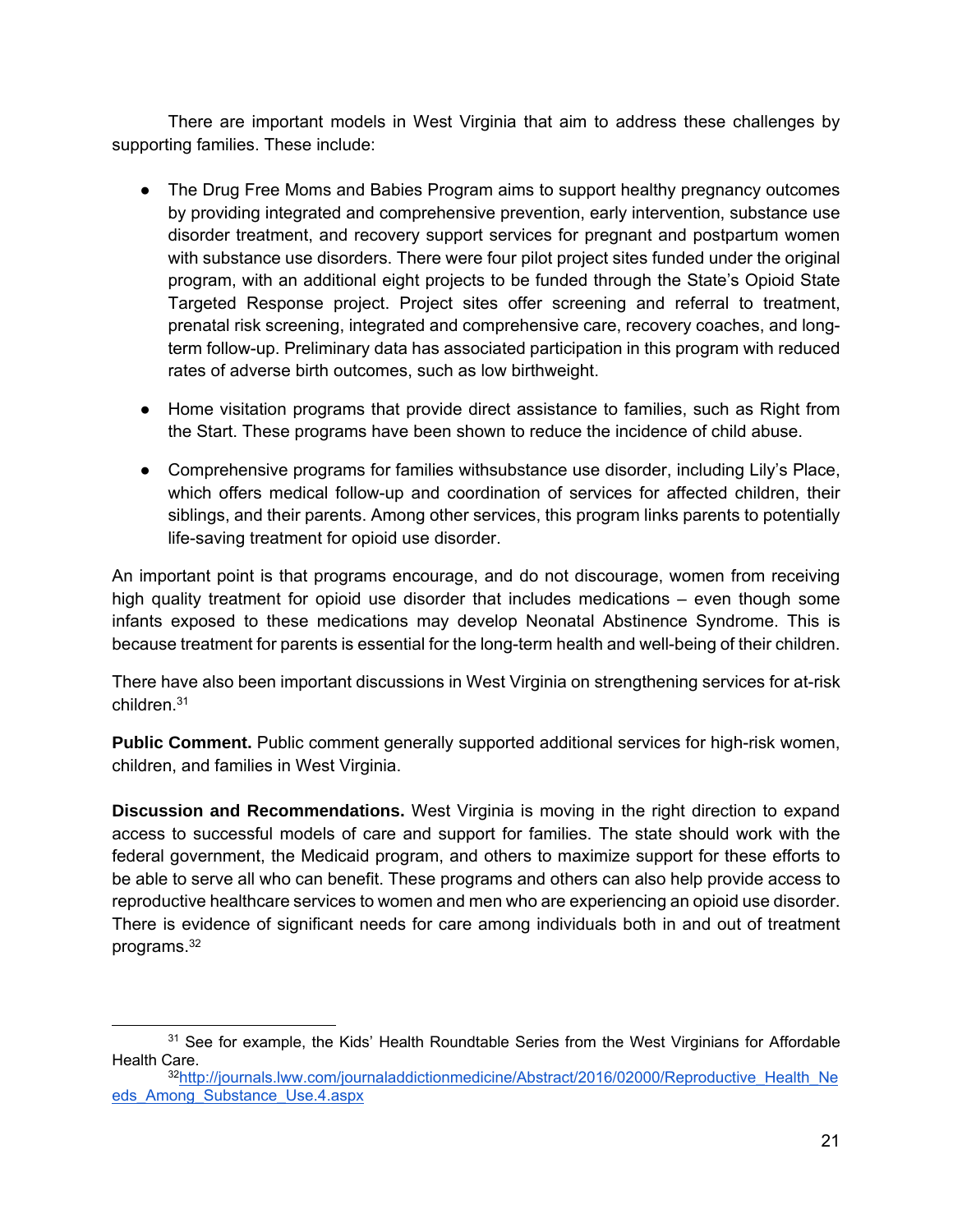There are important models in West Virginia that aim to address these challenges by supporting families. These include:

- The Drug Free Moms and Babies Program aims to support healthy pregnancy outcomes by providing integrated and comprehensive prevention, early intervention, substance use disorder treatment, and recovery support services for pregnant and postpartum women with substance use disorders. There were four pilot project sites funded under the original program, with an additional eight projects to be funded through the State's Opioid State Targeted Response project. Project sites offer screening and referral to treatment, prenatal risk screening, integrated and comprehensive care, recovery coaches, and long-term follow-up. Preliminary data has associated participation in this program with reduced rates of adverse birth outcomes, such as low birthweight.
- Home visitation programs that provide direct assistance to families, such as Right from the Start. These programs have been shown to reduce the incidence of child abuse.
- Comprehensive programs for families withsubstance use disorder, including Lily's Place, which offers medical follow-up and coordination of services for affected children, their siblings, and their parents. Among other services, this program links parents to potentially life-saving treatment for opioid use disorder.

An important point is that programs encourage, and do not discourage, women from receiving high quality treatment for opioid use disorder that includes medications – even though some infants exposed to these medications may develop Neonatal Abstinence Syndrome. This is because treatment for parents is essential for the long-term health and well-being of their children.

There have also been important discussions in West Virginia on strengthening services for at-risk children.[31]

**Public Comment.** Public comment generally supported additional services for high-risk women, children, and families in West Virginia.

**Discussion and Recommendations.** West Virginia is moving in the right direction to expand access to successful models of care and support for families. The state should work with the federal government, the Medicaid program, and others to maximize support for these efforts to be able to serve all who can benefit. These programs and others can also help provide access to reproductive healthcare services to women and men who are experiencing an opioid use disorder. There is evidence of significant needs for care among individuals both in and out of treatment programs.[32]

---

[31] See for example, the Kids' Health Roundtable Series from the West Virginians for Affordable Health Care.

[32] http://journals.lww.com/journaladdictionmedicine/Abstract/2016/02000/Reproductive_Health_Needs_Among_Substance_Use.4.aspx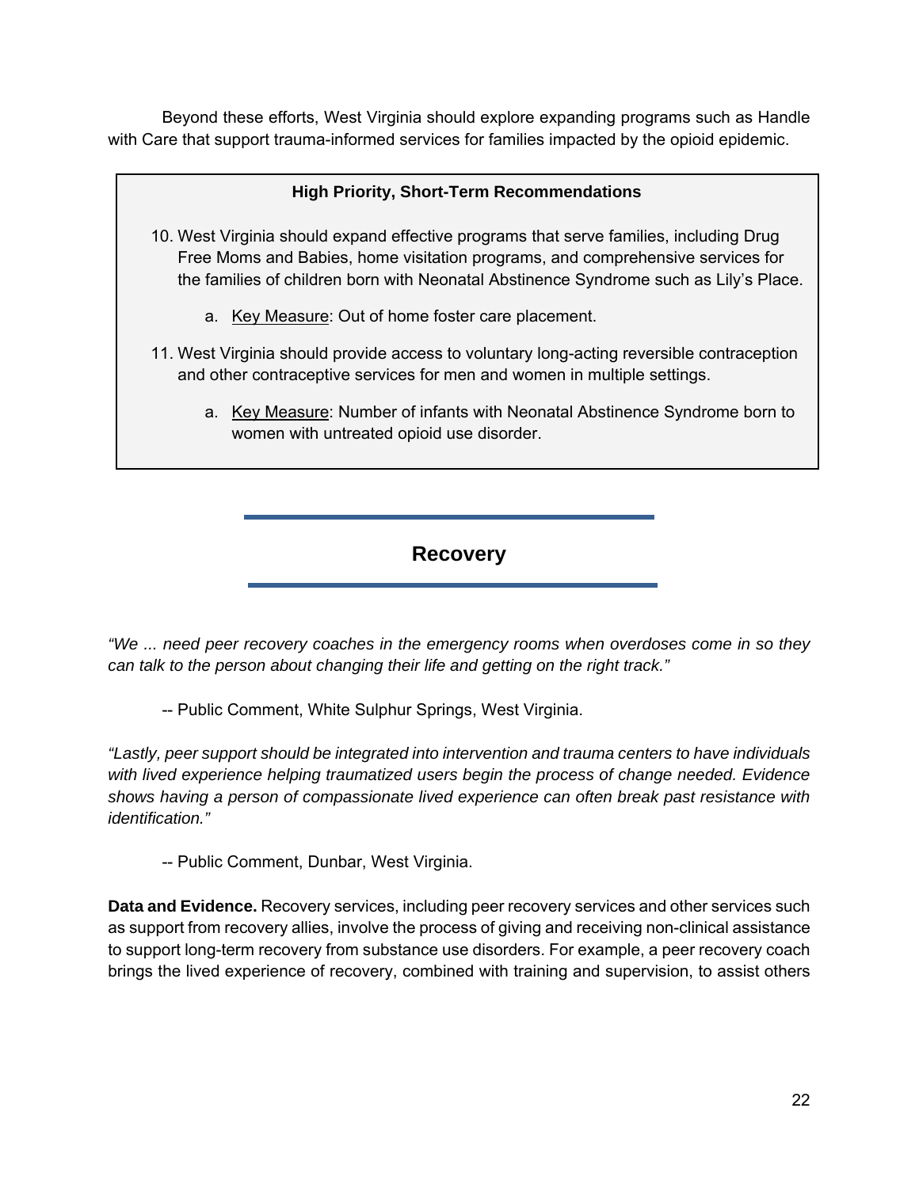Beyond these efforts, West Virginia should explore expanding programs such as Handle with Care that support trauma-informed services for families impacted by the opioid epidemic.

**High Priority, Short-Term Recommendations**

10. West Virginia should expand effective programs that serve families, including Drug Free Moms and Babies, home visitation programs, and comprehensive services for the families of children born with Neonatal Abstinence Syndrome such as Lily's Place.

    a. Key Measure: Out of home foster care placement.

11. West Virginia should provide access to voluntary long-acting reversible contraception and other contraceptive services for men and women in multiple settings.

    a. Key Measure: Number of infants with Neonatal Abstinence Syndrome born to women with untreated opioid use disorder.

## Recovery

*"We ... need peer recovery coaches in the emergency rooms when overdoses come in so they can talk to the person about changing their life and getting on the right track."*

-- Public Comment, White Sulphur Springs, West Virginia.

*"Lastly, peer support should be integrated into intervention and trauma centers to have individuals with lived experience helping traumatized users begin the process of change needed. Evidence shows having a person of compassionate lived experience can often break past resistance with identification."*

-- Public Comment, Dunbar, West Virginia.

**Data and Evidence.** Recovery services, including peer recovery services and other services such as support from recovery allies, involve the process of giving and receiving non-clinical assistance to support long-term recovery from substance use disorders. For example, a peer recovery coach brings the lived experience of recovery, combined with training and supervision, to assist others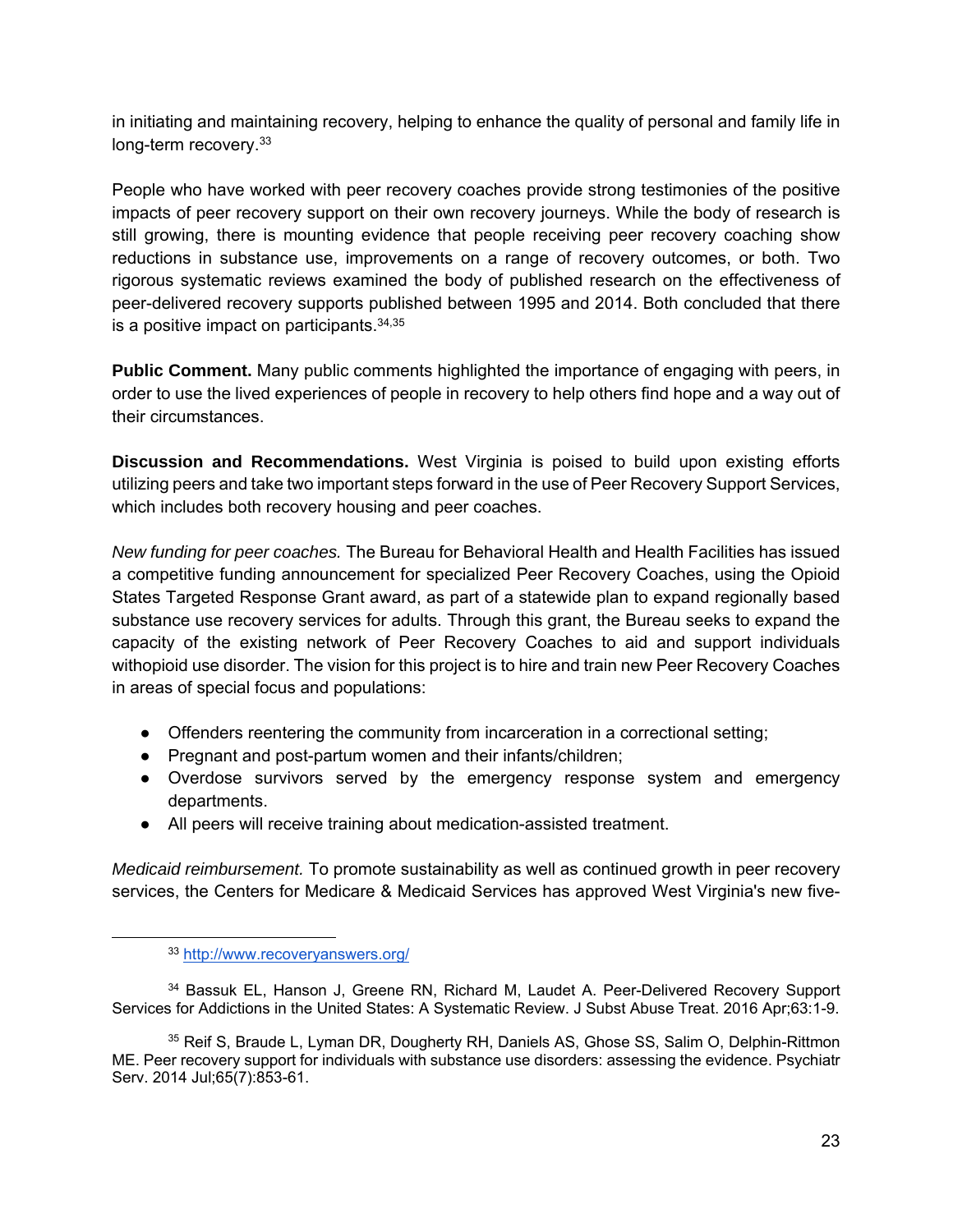in initiating and maintaining recovery, helping to enhance the quality of personal and family life in long-term recovery.[33]

People who have worked with peer recovery coaches provide strong testimonies of the positive impacts of peer recovery support on their own recovery journeys. While the body of research is still growing, there is mounting evidence that people receiving peer recovery coaching show reductions in substance use, improvements on a range of recovery outcomes, or both. Two rigorous systematic reviews examined the body of published research on the effectiveness of peer-delivered recovery supports published between 1995 and 2014. Both concluded that there is a positive impact on participants.[34,35]

**Public Comment.** Many public comments highlighted the importance of engaging with peers, in order to use the lived experiences of people in recovery to help others find hope and a way out of their circumstances.

**Discussion and Recommendations.** West Virginia is poised to build upon existing efforts utilizing peers and take two important steps forward in the use of Peer Recovery Support Services, which includes both recovery housing and peer coaches.

*New funding for peer coaches.* The Bureau for Behavioral Health and Health Facilities has issued a competitive funding announcement for specialized Peer Recovery Coaches, using the Opioid States Targeted Response Grant award, as part of a statewide plan to expand regionally based substance use recovery services for adults. Through this grant, the Bureau seeks to expand the capacity of the existing network of Peer Recovery Coaches to aid and support individuals withopioid use disorder. The vision for this project is to hire and train new Peer Recovery Coaches in areas of special focus and populations:

- Offenders reentering the community from incarceration in a correctional setting;
- Pregnant and post-partum women and their infants/children;
- Overdose survivors served by the emergency response system and emergency departments.
- All peers will receive training about medication-assisted treatment.

*Medicaid reimbursement.* To promote sustainability as well as continued growth in peer recovery services, the Centers for Medicare & Medicaid Services has approved West Virginia's new five-

---

[33] http://www.recoveryanswers.org/

[34] Bassuk EL, Hanson J, Greene RN, Richard M, Laudet A. Peer-Delivered Recovery Support Services for Addictions in the United States: A Systematic Review. J Subst Abuse Treat. 2016 Apr;63:1-9.

[35] Reif S, Braude L, Lyman DR, Dougherty RH, Daniels AS, Ghose SS, Salim O, Delphin-Rittmon ME. Peer recovery support for individuals with substance use disorders: assessing the evidence. Psychiatr Serv. 2014 Jul;65(7):853-61.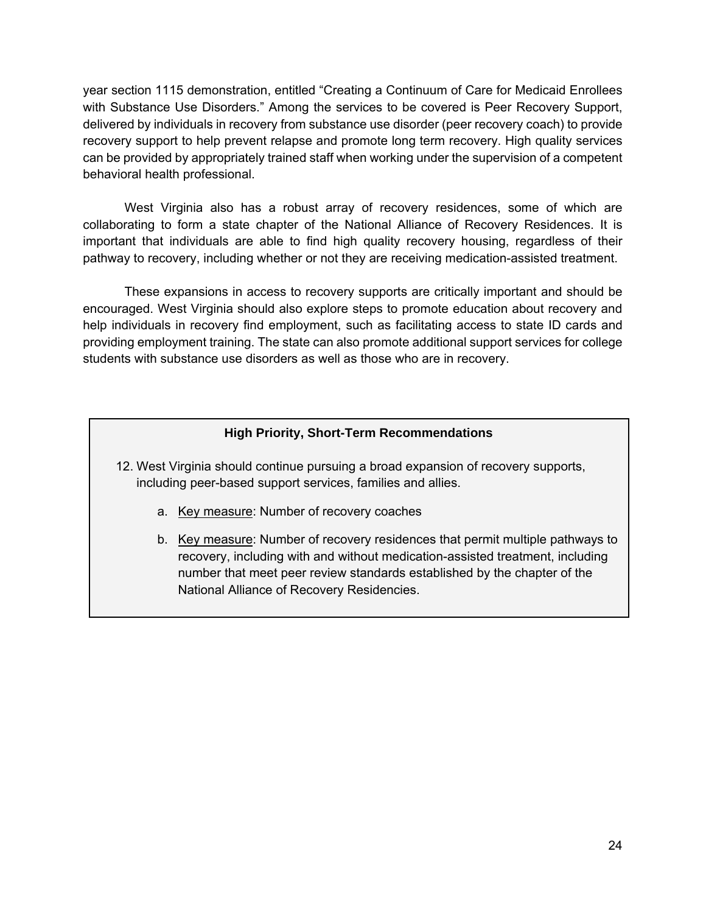year section 1115 demonstration, entitled "Creating a Continuum of Care for Medicaid Enrollees with Substance Use Disorders." Among the services to be covered is Peer Recovery Support, delivered by individuals in recovery from substance use disorder (peer recovery coach) to provide recovery support to help prevent relapse and promote long term recovery. High quality services can be provided by appropriately trained staff when working under the supervision of a competent behavioral health professional.

West Virginia also has a robust array of recovery residences, some of which are collaborating to form a state chapter of the National Alliance of Recovery Residences. It is important that individuals are able to find high quality recovery housing, regardless of their pathway to recovery, including whether or not they are receiving medication-assisted treatment.

These expansions in access to recovery supports are critically important and should be encouraged. West Virginia should also explore steps to promote education about recovery and help individuals in recovery find employment, such as facilitating access to state ID cards and providing employment training. The state can also promote additional support services for college students with substance use disorders as well as those who are in recovery.

**High Priority, Short-Term Recommendations**

12. West Virginia should continue pursuing a broad expansion of recovery supports, including peer-based support services, families and allies.

    a. Key measure: Number of recovery coaches

    b. Key measure: Number of recovery residences that permit multiple pathways to recovery, including with and without medication-assisted treatment, including number that meet peer review standards established by the chapter of the National Alliance of Recovery Residencies.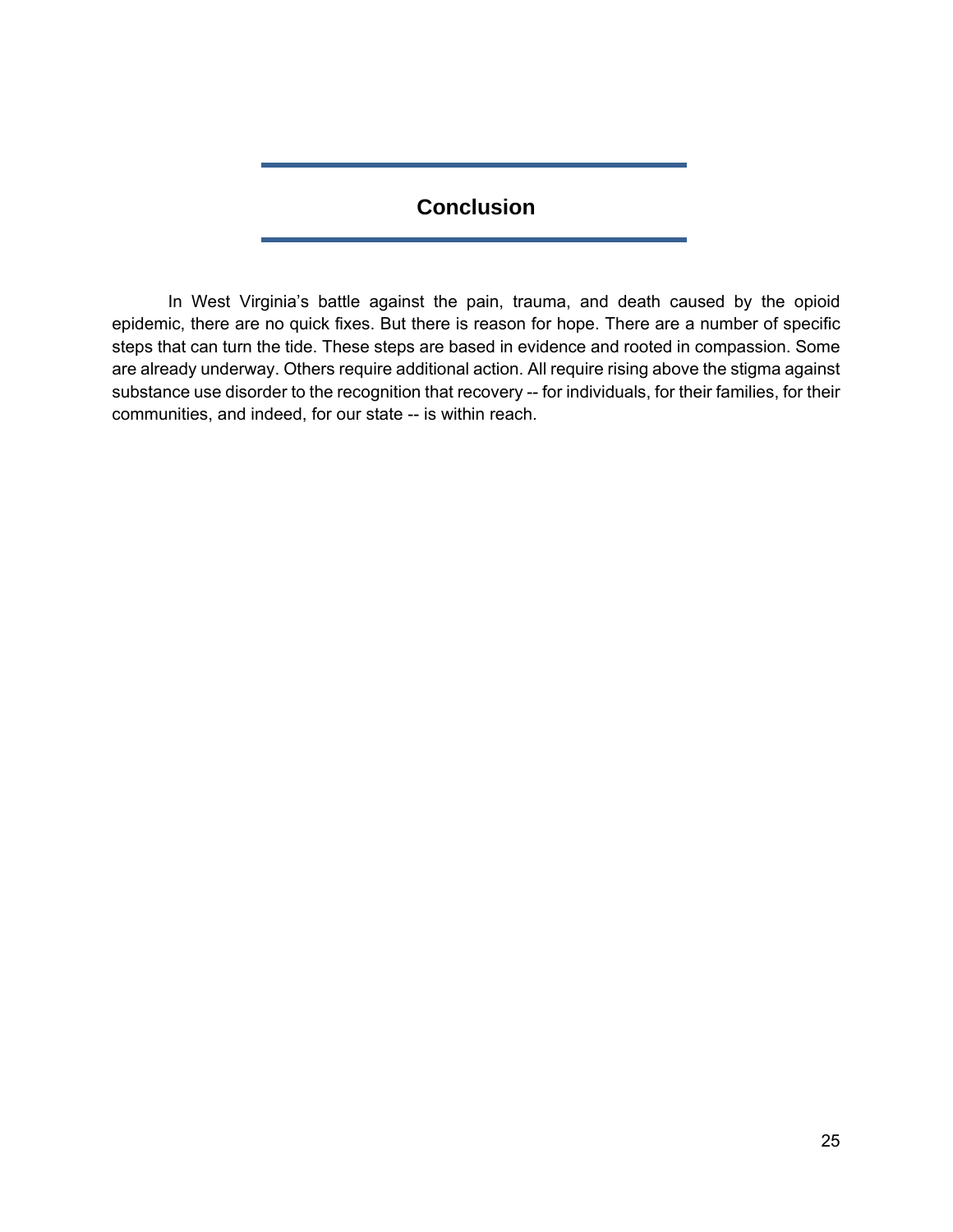## Conclusion

In West Virginia's battle against the pain, trauma, and death caused by the opioid epidemic, there are no quick fixes. But there is reason for hope. There are a number of specific steps that can turn the tide. These steps are based in evidence and rooted in compassion. Some are already underway. Others require additional action. All require rising above the stigma against substance use disorder to the recognition that recovery -- for individuals, for their families, for their communities, and indeed, for our state -- is within reach.